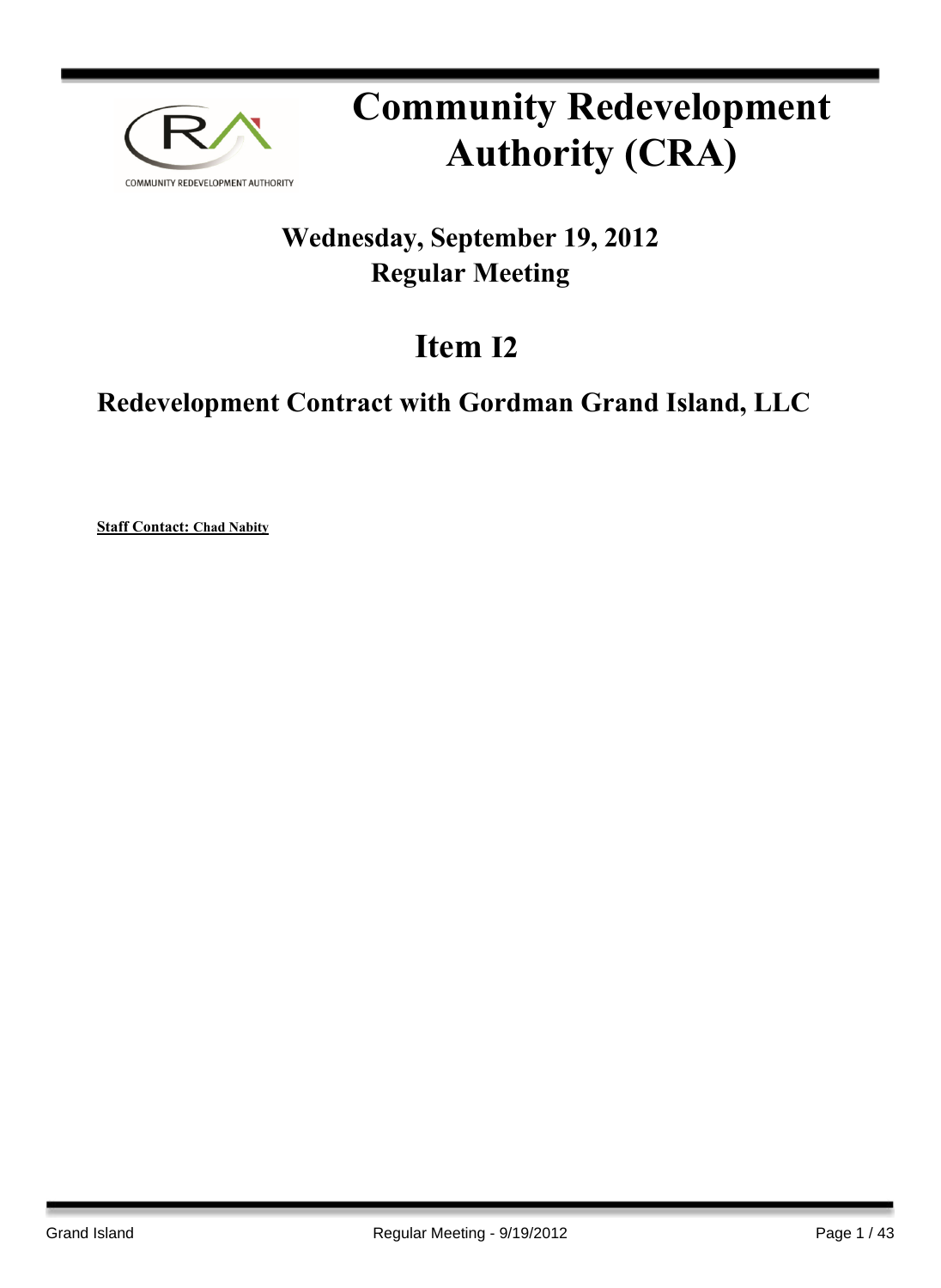# Community Redevelopment Authority (CRA)

## Wednesday, September 19, 2012
## Regular Meeting

# Item I2

## Redevelopment Contract with Gordman Grand Island, LLC

**Staff Contact: Chad Nabity**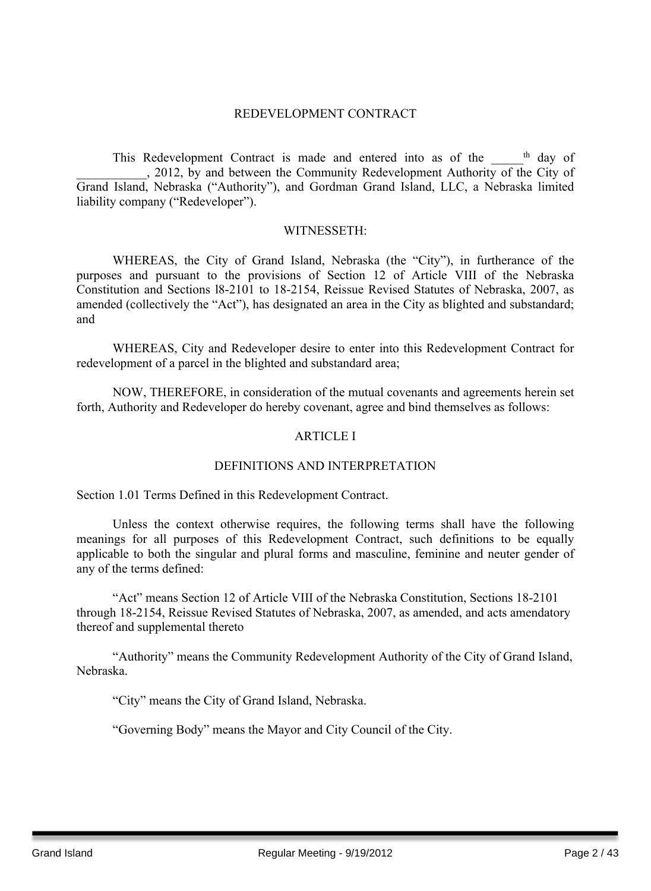# REDEVELOPMENT CONTRACT

This Redevelopment Contract is made and entered into as of the _____th day of ___________, 2012, by and between the Community Redevelopment Authority of the City of Grand Island, Nebraska (“Authority”), and Gordman Grand Island, LLC, a Nebraska limited liability company (“Redeveloper”).

WITNESSETH:

WHEREAS, the City of Grand Island, Nebraska (the “City”), in furtherance of the purposes and pursuant to the provisions of Section 12 of Article VIII of the Nebraska Constitution and Sections l8-2101 to 18-2154, Reissue Revised Statutes of Nebraska, 2007, as amended (collectively the “Act”), has designated an area in the City as blighted and substandard; and

WHEREAS, City and Redeveloper desire to enter into this Redevelopment Contract for redevelopment of a parcel in the blighted and substandard area;

NOW, THEREFORE, in consideration of the mutual covenants and agreements herein set forth, Authority and Redeveloper do hereby covenant, agree and bind themselves as follows:

## ARTICLE I

## DEFINITIONS AND INTERPRETATION

Section 1.01 Terms Defined in this Redevelopment Contract.

Unless the context otherwise requires, the following terms shall have the following meanings for all purposes of this Redevelopment Contract, such definitions to be equally applicable to both the singular and plural forms and masculine, feminine and neuter gender of any of the terms defined:

“Act” means Section 12 of Article VIII of the Nebraska Constitution, Sections 18-2101 through 18-2154, Reissue Revised Statutes of Nebraska, 2007, as amended, and acts amendatory thereof and supplemental thereto

“Authority” means the Community Redevelopment Authority of the City of Grand Island, Nebraska.

“City” means the City of Grand Island, Nebraska.

“Governing Body” means the Mayor and City Council of the City.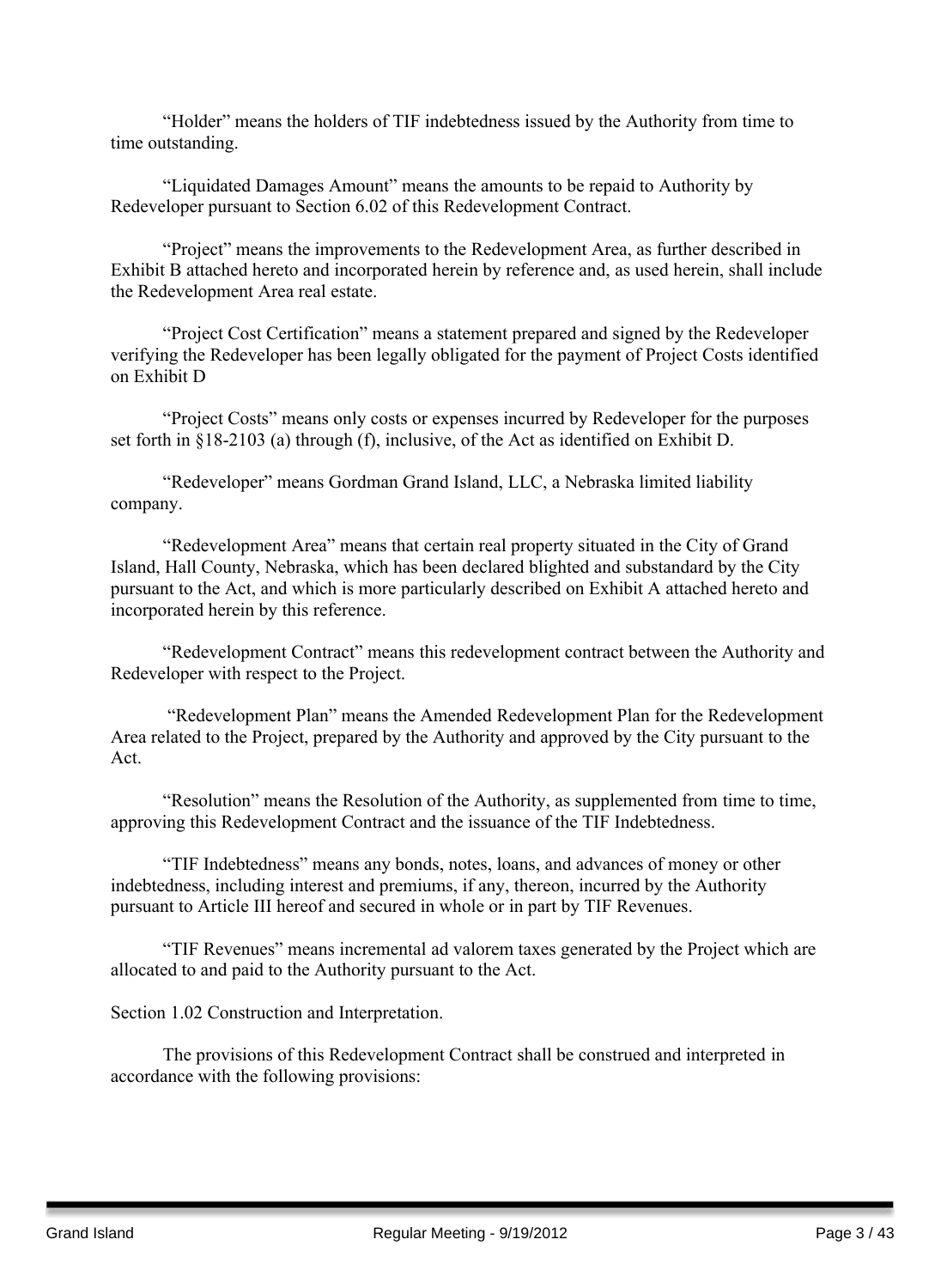"Holder" means the holders of TIF indebtedness issued by the Authority from time to time outstanding.

"Liquidated Damages Amount" means the amounts to be repaid to Authority by Redeveloper pursuant to Section 6.02 of this Redevelopment Contract.

"Project" means the improvements to the Redevelopment Area, as further described in Exhibit B attached hereto and incorporated herein by reference and, as used herein, shall include the Redevelopment Area real estate.

"Project Cost Certification" means a statement prepared and signed by the Redeveloper verifying the Redeveloper has been legally obligated for the payment of Project Costs identified on Exhibit D

"Project Costs" means only costs or expenses incurred by Redeveloper for the purposes set forth in §18-2103 (a) through (f), inclusive, of the Act as identified on Exhibit D.

"Redeveloper" means Gordman Grand Island, LLC, a Nebraska limited liability company.

"Redevelopment Area" means that certain real property situated in the City of Grand Island, Hall County, Nebraska, which has been declared blighted and substandard by the City pursuant to the Act, and which is more particularly described on Exhibit A attached hereto and incorporated herein by this reference.

"Redevelopment Contract" means this redevelopment contract between the Authority and Redeveloper with respect to the Project.

"Redevelopment Plan" means the Amended Redevelopment Plan for the Redevelopment Area related to the Project, prepared by the Authority and approved by the City pursuant to the Act.

"Resolution" means the Resolution of the Authority, as supplemented from time to time, approving this Redevelopment Contract and the issuance of the TIF Indebtedness.

"TIF Indebtedness" means any bonds, notes, loans, and advances of money or other indebtedness, including interest and premiums, if any, thereon, incurred by the Authority pursuant to Article III hereof and secured in whole or in part by TIF Revenues.

"TIF Revenues" means incremental ad valorem taxes generated by the Project which are allocated to and paid to the Authority pursuant to the Act.

Section 1.02 Construction and Interpretation.

The provisions of this Redevelopment Contract shall be construed and interpreted in accordance with the following provisions: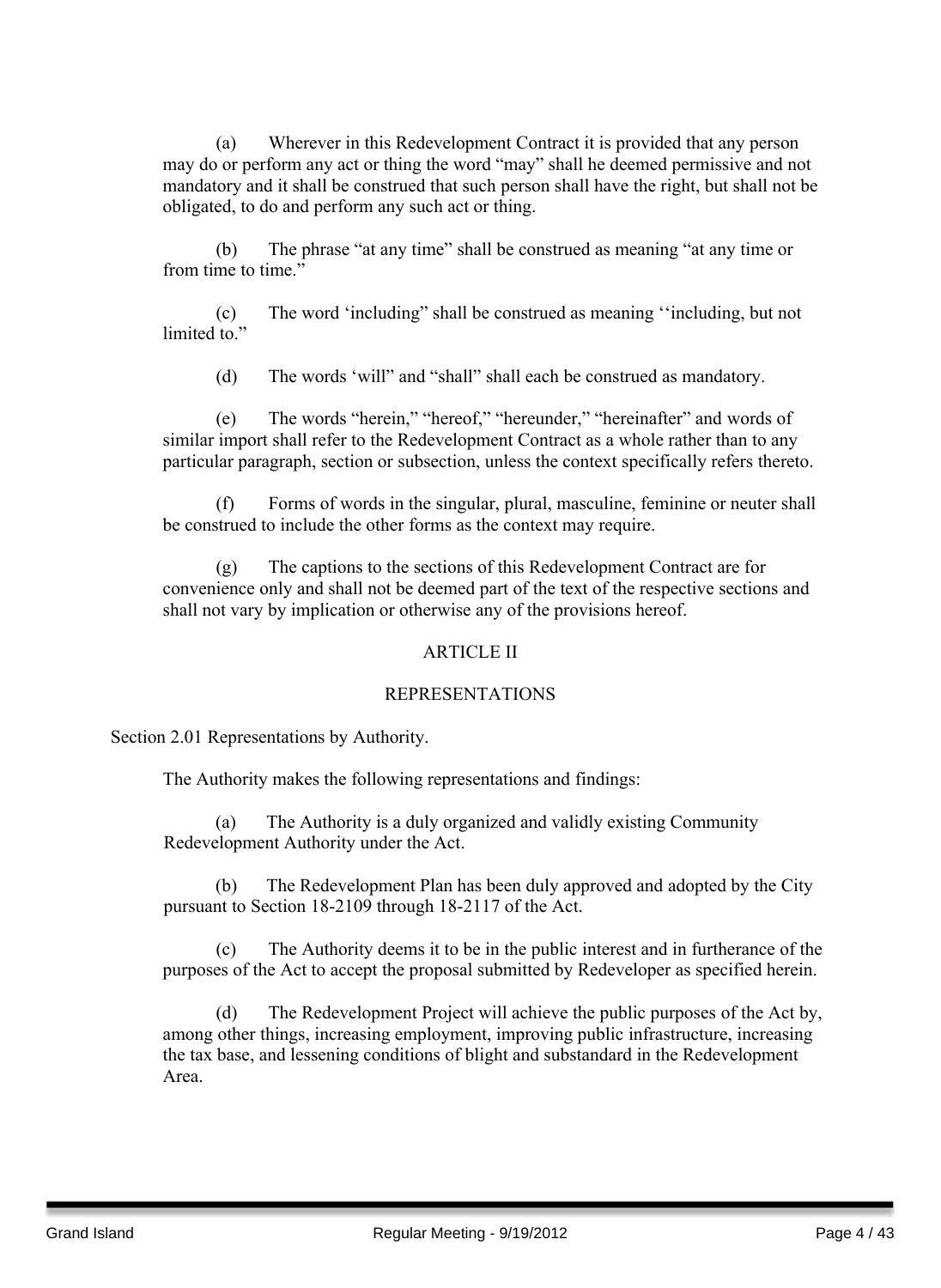(a) Wherever in this Redevelopment Contract it is provided that any person may do or perform any act or thing the word "may" shall he deemed permissive and not mandatory and it shall be construed that such person shall have the right, but shall not be obligated, to do and perform any such act or thing.

(b) The phrase "at any time" shall be construed as meaning "at any time or from time to time."

(c) The word 'including" shall be construed as meaning ''including, but not limited to."

(d) The words 'will" and "shall" shall each be construed as mandatory.

(e) The words "herein," "hereof," "hereunder," "hereinafter" and words of similar import shall refer to the Redevelopment Contract as a whole rather than to any particular paragraph, section or subsection, unless the context specifically refers thereto.

(f) Forms of words in the singular, plural, masculine, feminine or neuter shall be construed to include the other forms as the context may require.

(g) The captions to the sections of this Redevelopment Contract are for convenience only and shall not be deemed part of the text of the respective sections and shall not vary by implication or otherwise any of the provisions hereof.

## ARTICLE II

## REPRESENTATIONS

Section 2.01 Representations by Authority.

The Authority makes the following representations and findings:

(a) The Authority is a duly organized and validly existing Community Redevelopment Authority under the Act.

(b) The Redevelopment Plan has been duly approved and adopted by the City pursuant to Section 18-2109 through 18-2117 of the Act.

(c) The Authority deems it to be in the public interest and in furtherance of the purposes of the Act to accept the proposal submitted by Redeveloper as specified herein.

(d) The Redevelopment Project will achieve the public purposes of the Act by, among other things, increasing employment, improving public infrastructure, increasing the tax base, and lessening conditions of blight and substandard in the Redevelopment Area.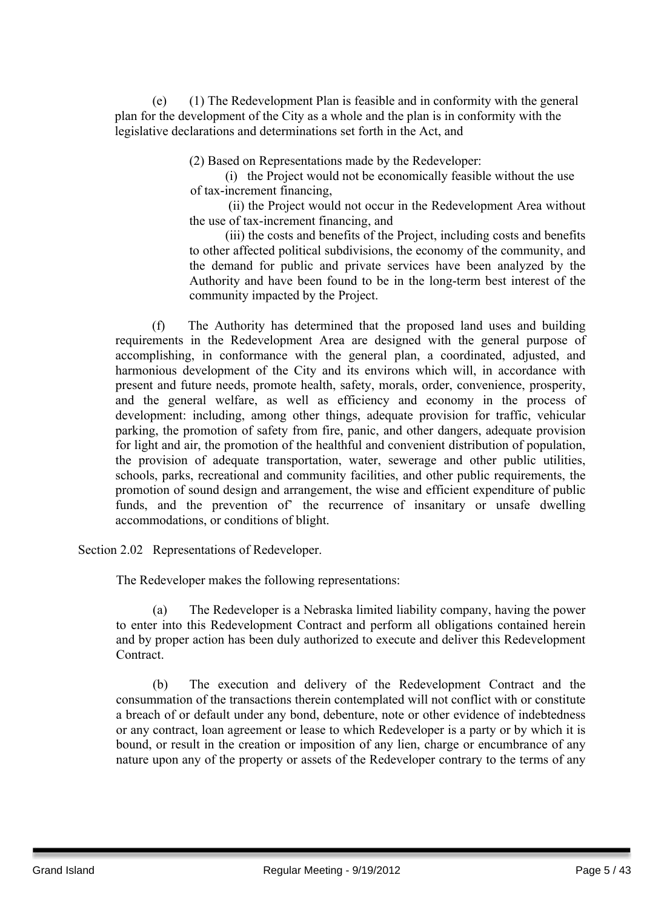(e) (1) The Redevelopment Plan is feasible and in conformity with the general plan for the development of the City as a whole and the plan is in conformity with the legislative declarations and determinations set forth in the Act, and

(2) Based on Representations made by the Redeveloper:

(i) the Project would not be economically feasible without the use of tax-increment financing,

(ii) the Project would not occur in the Redevelopment Area without the use of tax-increment financing, and

(iii) the costs and benefits of the Project, including costs and benefits to other affected political subdivisions, the economy of the community, and the demand for public and private services have been analyzed by the Authority and have been found to be in the long-term best interest of the community impacted by the Project.

(f) The Authority has determined that the proposed land uses and building requirements in the Redevelopment Area are designed with the general purpose of accomplishing, in conformance with the general plan, a coordinated, adjusted, and harmonious development of the City and its environs which will, in accordance with present and future needs, promote health, safety, morals, order, convenience, prosperity, and the general welfare, as well as efficiency and economy in the process of development: including, among other things, adequate provision for traffic, vehicular parking, the promotion of safety from fire, panic, and other dangers, adequate provision for light and air, the promotion of the healthful and convenient distribution of population, the provision of adequate transportation, water, sewerage and other public utilities, schools, parks, recreational and community facilities, and other public requirements, the promotion of sound design and arrangement, the wise and efficient expenditure of public funds, and the prevention of' the recurrence of insanitary or unsafe dwelling accommodations, or conditions of blight.

Section 2.02 Representations of Redeveloper.

The Redeveloper makes the following representations:

(a) The Redeveloper is a Nebraska limited liability company, having the power to enter into this Redevelopment Contract and perform all obligations contained herein and by proper action has been duly authorized to execute and deliver this Redevelopment Contract.

(b) The execution and delivery of the Redevelopment Contract and the consummation of the transactions therein contemplated will not conflict with or constitute a breach of or default under any bond, debenture, note or other evidence of indebtedness or any contract, loan agreement or lease to which Redeveloper is a party or by which it is bound, or result in the creation or imposition of any lien, charge or encumbrance of any nature upon any of the property or assets of the Redeveloper contrary to the terms of any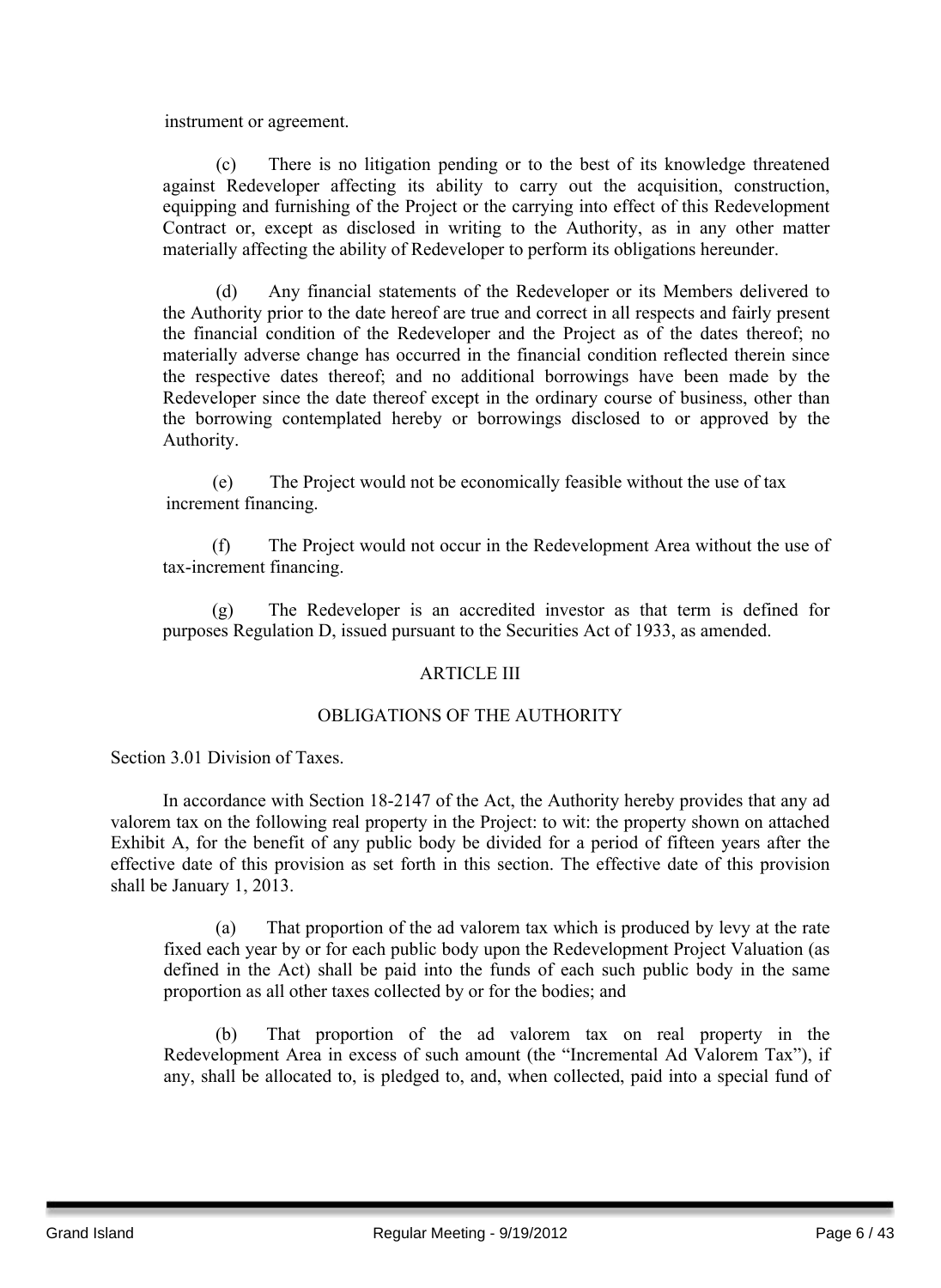instrument or agreement.

(c) There is no litigation pending or to the best of its knowledge threatened against Redeveloper affecting its ability to carry out the acquisition, construction, equipping and furnishing of the Project or the carrying into effect of this Redevelopment Contract or, except as disclosed in writing to the Authority, as in any other matter materially affecting the ability of Redeveloper to perform its obligations hereunder.

(d) Any financial statements of the Redeveloper or its Members delivered to the Authority prior to the date hereof are true and correct in all respects and fairly present the financial condition of the Redeveloper and the Project as of the dates thereof; no materially adverse change has occurred in the financial condition reflected therein since the respective dates thereof; and no additional borrowings have been made by the Redeveloper since the date thereof except in the ordinary course of business, other than the borrowing contemplated hereby or borrowings disclosed to or approved by the Authority.

(e) The Project would not be economically feasible without the use of tax increment financing.

(f) The Project would not occur in the Redevelopment Area without the use of tax-increment financing.

(g) The Redeveloper is an accredited investor as that term is defined for purposes Regulation D, issued pursuant to the Securities Act of 1933, as amended.

## ARTICLE III

## OBLIGATIONS OF THE AUTHORITY

Section 3.01 Division of Taxes.

In accordance with Section 18-2147 of the Act, the Authority hereby provides that any ad valorem tax on the following real property in the Project: to wit: the property shown on attached Exhibit A, for the benefit of any public body be divided for a period of fifteen years after the effective date of this provision as set forth in this section. The effective date of this provision shall be January 1, 2013.

(a) That proportion of the ad valorem tax which is produced by levy at the rate fixed each year by or for each public body upon the Redevelopment Project Valuation (as defined in the Act) shall be paid into the funds of each such public body in the same proportion as all other taxes collected by or for the bodies; and

(b) That proportion of the ad valorem tax on real property in the Redevelopment Area in excess of such amount (the "Incremental Ad Valorem Tax"), if any, shall be allocated to, is pledged to, and, when collected, paid into a special fund of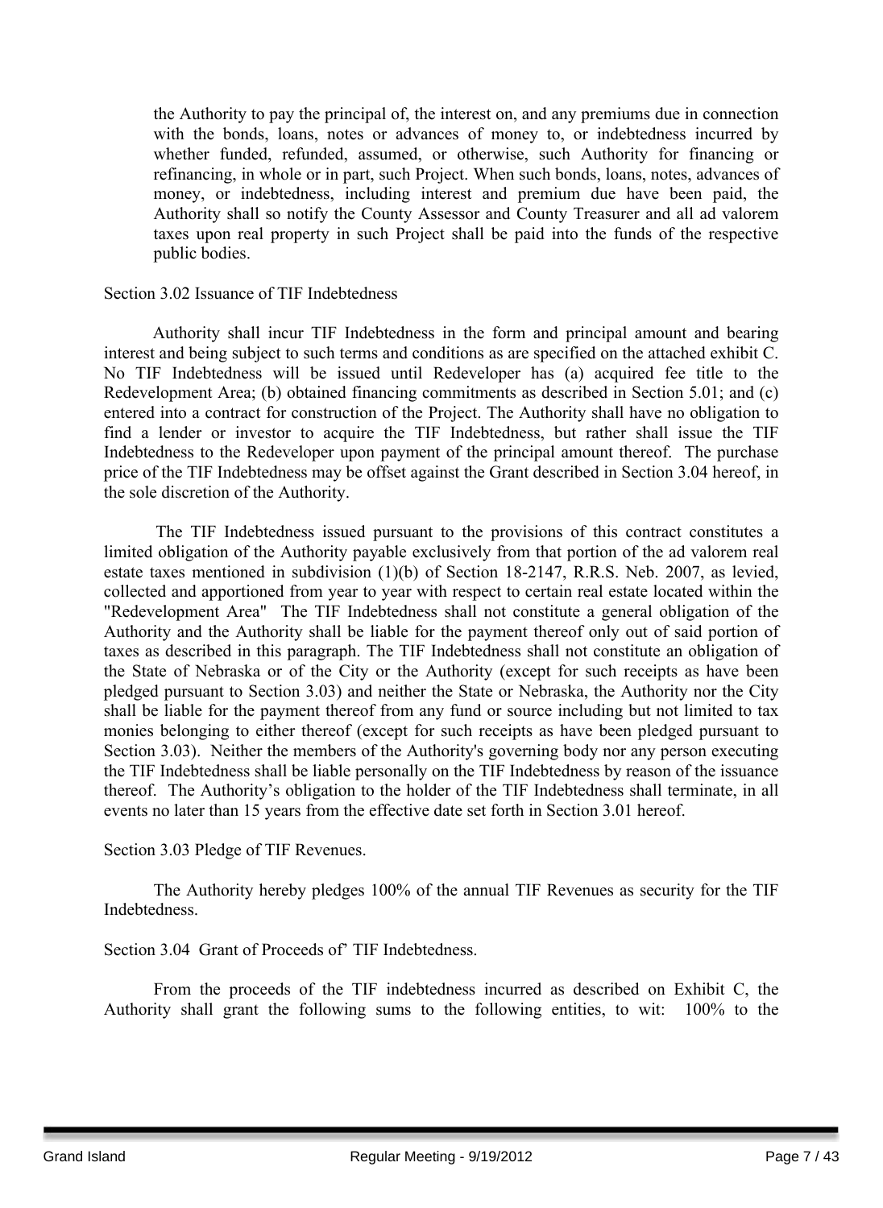the Authority to pay the principal of, the interest on, and any premiums due in connection with the bonds, loans, notes or advances of money to, or indebtedness incurred by whether funded, refunded, assumed, or otherwise, such Authority for financing or refinancing, in whole or in part, such Project. When such bonds, loans, notes, advances of money, or indebtedness, including interest and premium due have been paid, the Authority shall so notify the County Assessor and County Treasurer and all ad valorem taxes upon real property in such Project shall be paid into the funds of the respective public bodies.

Section 3.02 Issuance of TIF Indebtedness

Authority shall incur TIF Indebtedness in the form and principal amount and bearing interest and being subject to such terms and conditions as are specified on the attached exhibit C. No TIF Indebtedness will be issued until Redeveloper has (a) acquired fee title to the Redevelopment Area; (b) obtained financing commitments as described in Section 5.01; and (c) entered into a contract for construction of the Project. The Authority shall have no obligation to find a lender or investor to acquire the TIF Indebtedness, but rather shall issue the TIF Indebtedness to the Redeveloper upon payment of the principal amount thereof. The purchase price of the TIF Indebtedness may be offset against the Grant described in Section 3.04 hereof, in the sole discretion of the Authority.

The TIF Indebtedness issued pursuant to the provisions of this contract constitutes a limited obligation of the Authority payable exclusively from that portion of the ad valorem real estate taxes mentioned in subdivision (1)(b) of Section 18-2147, R.R.S. Neb. 2007, as levied, collected and apportioned from year to year with respect to certain real estate located within the "Redevelopment Area" The TIF Indebtedness shall not constitute a general obligation of the Authority and the Authority shall be liable for the payment thereof only out of said portion of taxes as described in this paragraph. The TIF Indebtedness shall not constitute an obligation of the State of Nebraska or of the City or the Authority (except for such receipts as have been pledged pursuant to Section 3.03) and neither the State or Nebraska, the Authority nor the City shall be liable for the payment thereof from any fund or source including but not limited to tax monies belonging to either thereof (except for such receipts as have been pledged pursuant to Section 3.03). Neither the members of the Authority's governing body nor any person executing the TIF Indebtedness shall be liable personally on the TIF Indebtedness by reason of the issuance thereof. The Authority's obligation to the holder of the TIF Indebtedness shall terminate, in all events no later than 15 years from the effective date set forth in Section 3.01 hereof.

Section 3.03 Pledge of TIF Revenues.

The Authority hereby pledges 100% of the annual TIF Revenues as security for the TIF Indebtedness.

Section 3.04 Grant of Proceeds of' TIF Indebtedness.

From the proceeds of the TIF indebtedness incurred as described on Exhibit C, the Authority shall grant the following sums to the following entities, to wit: 100% to the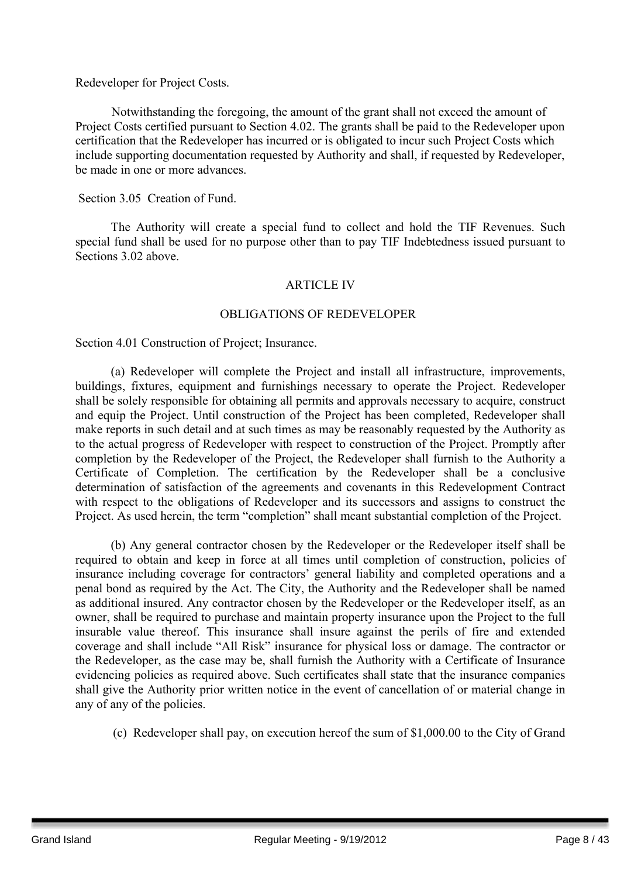Redeveloper for Project Costs.

Notwithstanding the foregoing, the amount of the grant shall not exceed the amount of Project Costs certified pursuant to Section 4.02. The grants shall be paid to the Redeveloper upon certification that the Redeveloper has incurred or is obligated to incur such Project Costs which include supporting documentation requested by Authority and shall, if requested by Redeveloper, be made in one or more advances.

Section 3.05 Creation of Fund.

The Authority will create a special fund to collect and hold the TIF Revenues. Such special fund shall be used for no purpose other than to pay TIF Indebtedness issued pursuant to Sections 3.02 above.

ARTICLE IV

OBLIGATIONS OF REDEVELOPER

Section 4.01 Construction of Project; Insurance.

(a) Redeveloper will complete the Project and install all infrastructure, improvements, buildings, fixtures, equipment and furnishings necessary to operate the Project. Redeveloper shall be solely responsible for obtaining all permits and approvals necessary to acquire, construct and equip the Project. Until construction of the Project has been completed, Redeveloper shall make reports in such detail and at such times as may be reasonably requested by the Authority as to the actual progress of Redeveloper with respect to construction of the Project. Promptly after completion by the Redeveloper of the Project, the Redeveloper shall furnish to the Authority a Certificate of Completion. The certification by the Redeveloper shall be a conclusive determination of satisfaction of the agreements and covenants in this Redevelopment Contract with respect to the obligations of Redeveloper and its successors and assigns to construct the Project. As used herein, the term "completion" shall meant substantial completion of the Project.

(b) Any general contractor chosen by the Redeveloper or the Redeveloper itself shall be required to obtain and keep in force at all times until completion of construction, policies of insurance including coverage for contractors' general liability and completed operations and a penal bond as required by the Act. The City, the Authority and the Redeveloper shall be named as additional insured. Any contractor chosen by the Redeveloper or the Redeveloper itself, as an owner, shall be required to purchase and maintain property insurance upon the Project to the full insurable value thereof. This insurance shall insure against the perils of fire and extended coverage and shall include "All Risk" insurance for physical loss or damage. The contractor or the Redeveloper, as the case may be, shall furnish the Authority with a Certificate of Insurance evidencing policies as required above. Such certificates shall state that the insurance companies shall give the Authority prior written notice in the event of cancellation of or material change in any of any of the policies.

(c) Redeveloper shall pay, on execution hereof the sum of $1,000.00 to the City of Grand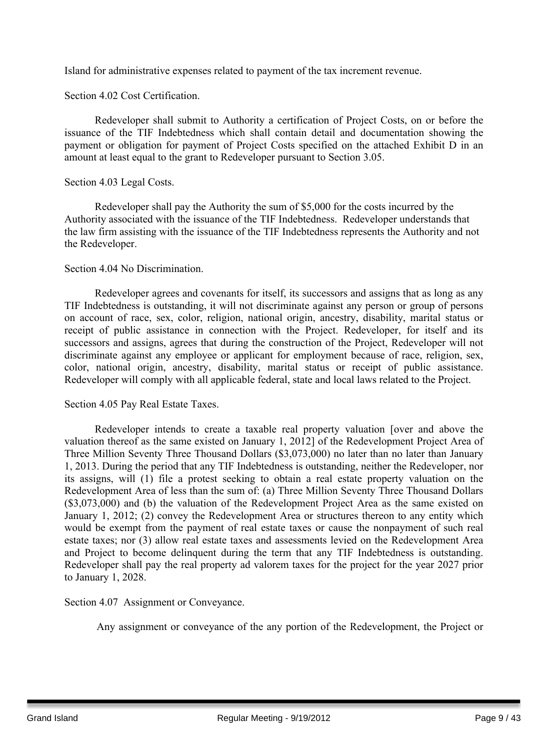Island for administrative expenses related to payment of the tax increment revenue.

Section 4.02 Cost Certification.

Redeveloper shall submit to Authority a certification of Project Costs, on or before the issuance of the TIF Indebtedness which shall contain detail and documentation showing the payment or obligation for payment of Project Costs specified on the attached Exhibit D in an amount at least equal to the grant to Redeveloper pursuant to Section 3.05.

Section 4.03 Legal Costs.

Redeveloper shall pay the Authority the sum of $5,000 for the costs incurred by the Authority associated with the issuance of the TIF Indebtedness. Redeveloper understands that the law firm assisting with the issuance of the TIF Indebtedness represents the Authority and not the Redeveloper.

Section 4.04 No Discrimination.

Redeveloper agrees and covenants for itself, its successors and assigns that as long as any TIF Indebtedness is outstanding, it will not discriminate against any person or group of persons on account of race, sex, color, religion, national origin, ancestry, disability, marital status or receipt of public assistance in connection with the Project. Redeveloper, for itself and its successors and assigns, agrees that during the construction of the Project, Redeveloper will not discriminate against any employee or applicant for employment because of race, religion, sex, color, national origin, ancestry, disability, marital status or receipt of public assistance. Redeveloper will comply with all applicable federal, state and local laws related to the Project.

Section 4.05 Pay Real Estate Taxes.

Redeveloper intends to create a taxable real property valuation [over and above the valuation thereof as the same existed on January 1, 2012] of the Redevelopment Project Area of Three Million Seventy Three Thousand Dollars ($3,073,000) no later than no later than January 1, 2013. During the period that any TIF Indebtedness is outstanding, neither the Redeveloper, nor its assigns, will (1) file a protest seeking to obtain a real estate property valuation on the Redevelopment Area of less than the sum of: (a) Three Million Seventy Three Thousand Dollars ($3,073,000) and (b) the valuation of the Redevelopment Project Area as the same existed on January 1, 2012; (2) convey the Redevelopment Area or structures thereon to any entity which would be exempt from the payment of real estate taxes or cause the nonpayment of such real estate taxes; nor (3) allow real estate taxes and assessments levied on the Redevelopment Area and Project to become delinquent during the term that any TIF Indebtedness is outstanding. Redeveloper shall pay the real property ad valorem taxes for the project for the year 2027 prior to January 1, 2028.

Section 4.07 Assignment or Conveyance.

Any assignment or conveyance of the any portion of the Redevelopment, the Project or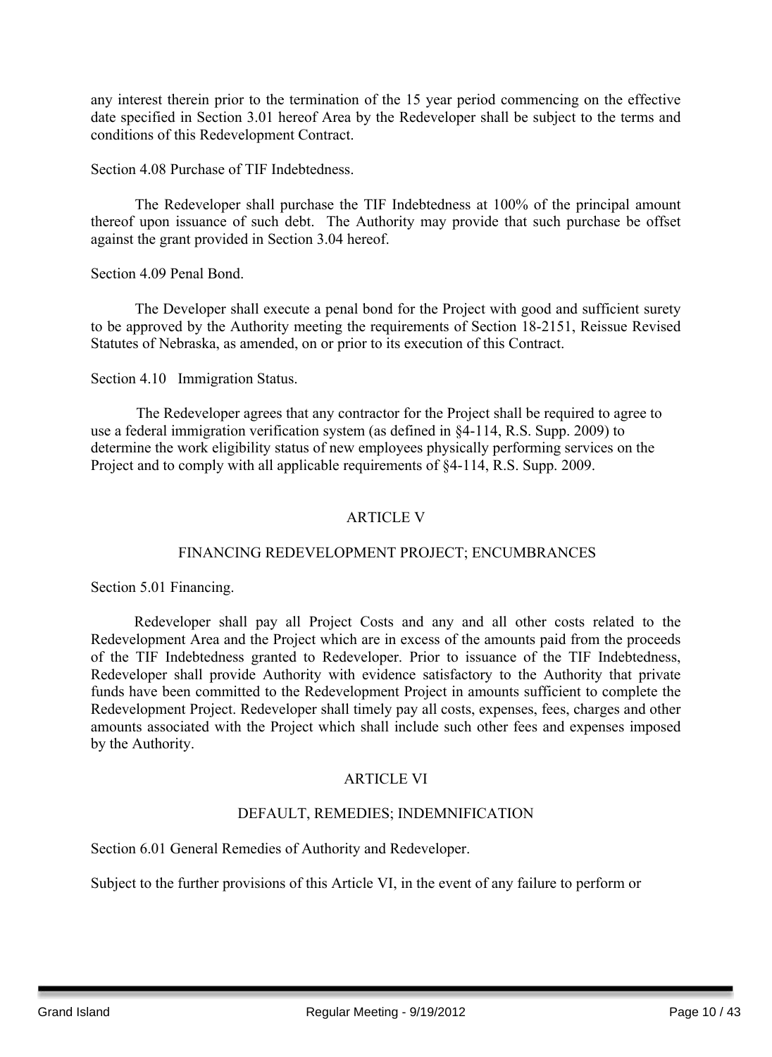any interest therein prior to the termination of the 15 year period commencing on the effective date specified in Section 3.01 hereof Area by the Redeveloper shall be subject to the terms and conditions of this Redevelopment Contract.

Section 4.08 Purchase of TIF Indebtedness.

The Redeveloper shall purchase the TIF Indebtedness at 100% of the principal amount thereof upon issuance of such debt. The Authority may provide that such purchase be offset against the grant provided in Section 3.04 hereof.

Section 4.09 Penal Bond.

The Developer shall execute a penal bond for the Project with good and sufficient surety to be approved by the Authority meeting the requirements of Section 18-2151, Reissue Revised Statutes of Nebraska, as amended, on or prior to its execution of this Contract.

Section 4.10 Immigration Status.

The Redeveloper agrees that any contractor for the Project shall be required to agree to use a federal immigration verification system (as defined in §4-114, R.S. Supp. 2009) to determine the work eligibility status of new employees physically performing services on the Project and to comply with all applicable requirements of §4-114, R.S. Supp. 2009.

## ARTICLE V

## FINANCING REDEVELOPMENT PROJECT; ENCUMBRANCES

Section 5.01 Financing.

Redeveloper shall pay all Project Costs and any and all other costs related to the Redevelopment Area and the Project which are in excess of the amounts paid from the proceeds of the TIF Indebtedness granted to Redeveloper. Prior to issuance of the TIF Indebtedness, Redeveloper shall provide Authority with evidence satisfactory to the Authority that private funds have been committed to the Redevelopment Project in amounts sufficient to complete the Redevelopment Project. Redeveloper shall timely pay all costs, expenses, fees, charges and other amounts associated with the Project which shall include such other fees and expenses imposed by the Authority.

## ARTICLE VI

## DEFAULT, REMEDIES; INDEMNIFICATION

Section 6.01 General Remedies of Authority and Redeveloper.

Subject to the further provisions of this Article VI, in the event of any failure to perform or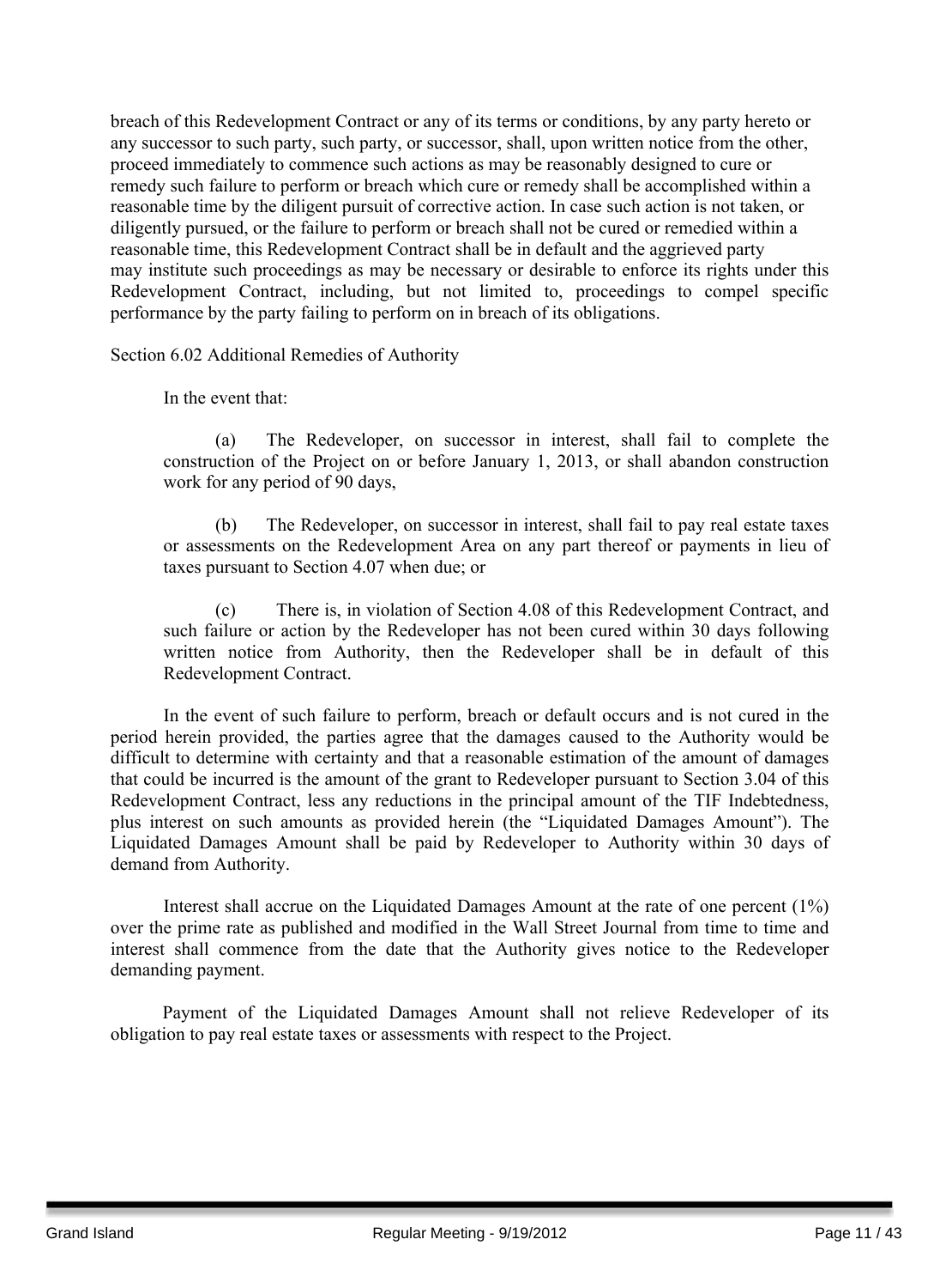breach of this Redevelopment Contract or any of its terms or conditions, by any party hereto or any successor to such party, such party, or successor, shall, upon written notice from the other, proceed immediately to commence such actions as may be reasonably designed to cure or remedy such failure to perform or breach which cure or remedy shall be accomplished within a reasonable time by the diligent pursuit of corrective action. In case such action is not taken, or diligently pursued, or the failure to perform or breach shall not be cured or remedied within a reasonable time, this Redevelopment Contract shall be in default and the aggrieved party may institute such proceedings as may be necessary or desirable to enforce its rights under this Redevelopment Contract, including, but not limited to, proceedings to compel specific performance by the party failing to perform on in breach of its obligations.

Section 6.02 Additional Remedies of Authority

In the event that:

(a) The Redeveloper, on successor in interest, shall fail to complete the construction of the Project on or before January 1, 2013, or shall abandon construction work for any period of 90 days,

(b) The Redeveloper, on successor in interest, shall fail to pay real estate taxes or assessments on the Redevelopment Area on any part thereof or payments in lieu of taxes pursuant to Section 4.07 when due; or

(c) There is, in violation of Section 4.08 of this Redevelopment Contract, and such failure or action by the Redeveloper has not been cured within 30 days following written notice from Authority, then the Redeveloper shall be in default of this Redevelopment Contract.

In the event of such failure to perform, breach or default occurs and is not cured in the period herein provided, the parties agree that the damages caused to the Authority would be difficult to determine with certainty and that a reasonable estimation of the amount of damages that could be incurred is the amount of the grant to Redeveloper pursuant to Section 3.04 of this Redevelopment Contract, less any reductions in the principal amount of the TIF Indebtedness, plus interest on such amounts as provided herein (the "Liquidated Damages Amount"). The Liquidated Damages Amount shall be paid by Redeveloper to Authority within 30 days of demand from Authority.

Interest shall accrue on the Liquidated Damages Amount at the rate of one percent (1%) over the prime rate as published and modified in the Wall Street Journal from time to time and interest shall commence from the date that the Authority gives notice to the Redeveloper demanding payment.

Payment of the Liquidated Damages Amount shall not relieve Redeveloper of its obligation to pay real estate taxes or assessments with respect to the Project.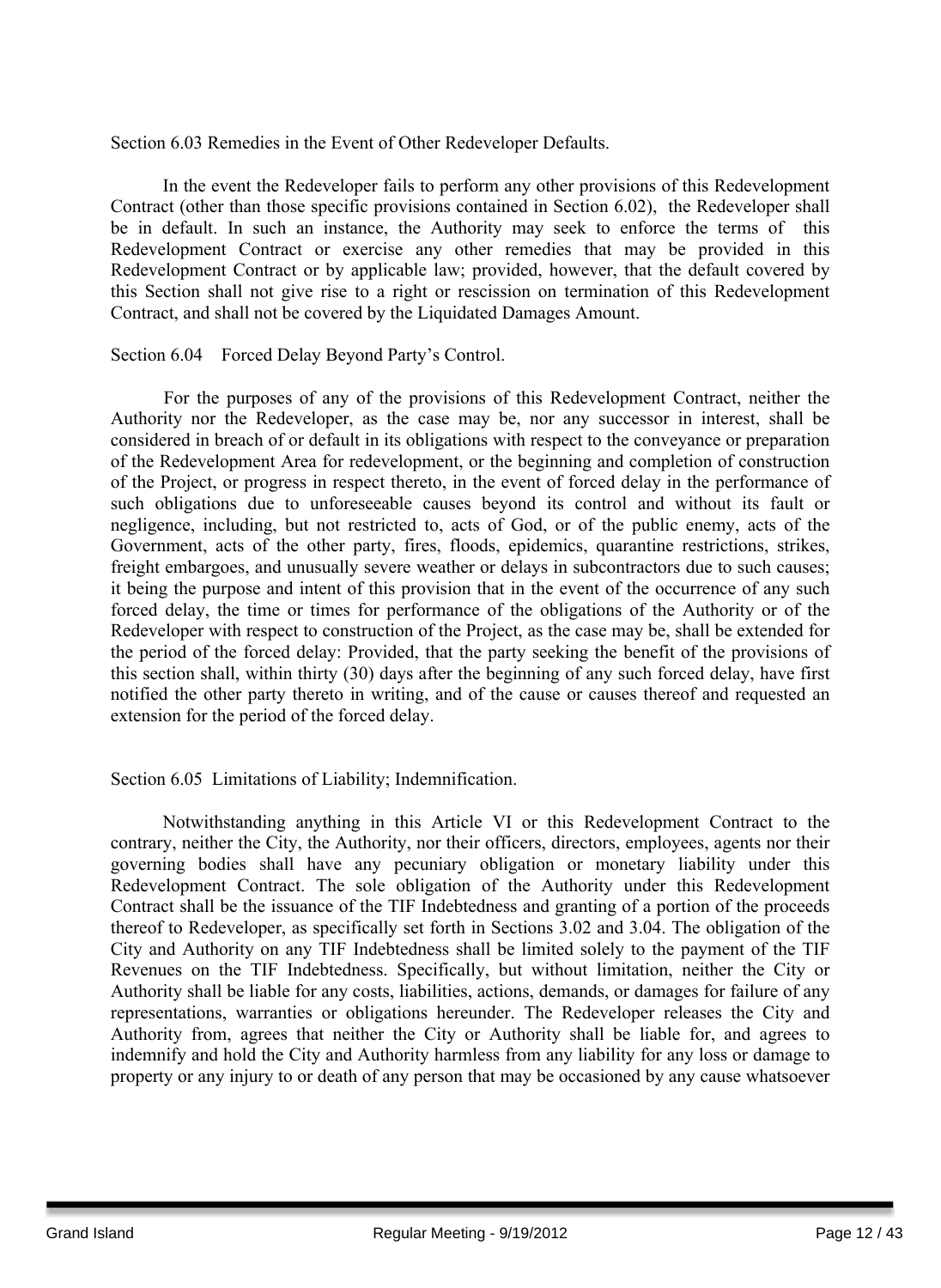Section 6.03 Remedies in the Event of Other Redeveloper Defaults.

In the event the Redeveloper fails to perform any other provisions of this Redevelopment Contract (other than those specific provisions contained in Section 6.02), the Redeveloper shall be in default. In such an instance, the Authority may seek to enforce the terms of this Redevelopment Contract or exercise any other remedies that may be provided in this Redevelopment Contract or by applicable law; provided, however, that the default covered by this Section shall not give rise to a right or rescission on termination of this Redevelopment Contract, and shall not be covered by the Liquidated Damages Amount.

Section 6.04 Forced Delay Beyond Party's Control.

For the purposes of any of the provisions of this Redevelopment Contract, neither the Authority nor the Redeveloper, as the case may be, nor any successor in interest, shall be considered in breach of or default in its obligations with respect to the conveyance or preparation of the Redevelopment Area for redevelopment, or the beginning and completion of construction of the Project, or progress in respect thereto, in the event of forced delay in the performance of such obligations due to unforeseeable causes beyond its control and without its fault or negligence, including, but not restricted to, acts of God, or of the public enemy, acts of the Government, acts of the other party, fires, floods, epidemics, quarantine restrictions, strikes, freight embargoes, and unusually severe weather or delays in subcontractors due to such causes; it being the purpose and intent of this provision that in the event of the occurrence of any such forced delay, the time or times for performance of the obligations of the Authority or of the Redeveloper with respect to construction of the Project, as the case may be, shall be extended for the period of the forced delay: Provided, that the party seeking the benefit of the provisions of this section shall, within thirty (30) days after the beginning of any such forced delay, have first notified the other party thereto in writing, and of the cause or causes thereof and requested an extension for the period of the forced delay.

Section 6.05 Limitations of Liability; Indemnification.

Notwithstanding anything in this Article VI or this Redevelopment Contract to the contrary, neither the City, the Authority, nor their officers, directors, employees, agents nor their governing bodies shall have any pecuniary obligation or monetary liability under this Redevelopment Contract. The sole obligation of the Authority under this Redevelopment Contract shall be the issuance of the TIF Indebtedness and granting of a portion of the proceeds thereof to Redeveloper, as specifically set forth in Sections 3.02 and 3.04. The obligation of the City and Authority on any TIF Indebtedness shall be limited solely to the payment of the TIF Revenues on the TIF Indebtedness. Specifically, but without limitation, neither the City or Authority shall be liable for any costs, liabilities, actions, demands, or damages for failure of any representations, warranties or obligations hereunder. The Redeveloper releases the City and Authority from, agrees that neither the City or Authority shall be liable for, and agrees to indemnify and hold the City and Authority harmless from any liability for any loss or damage to property or any injury to or death of any person that may be occasioned by any cause whatsoever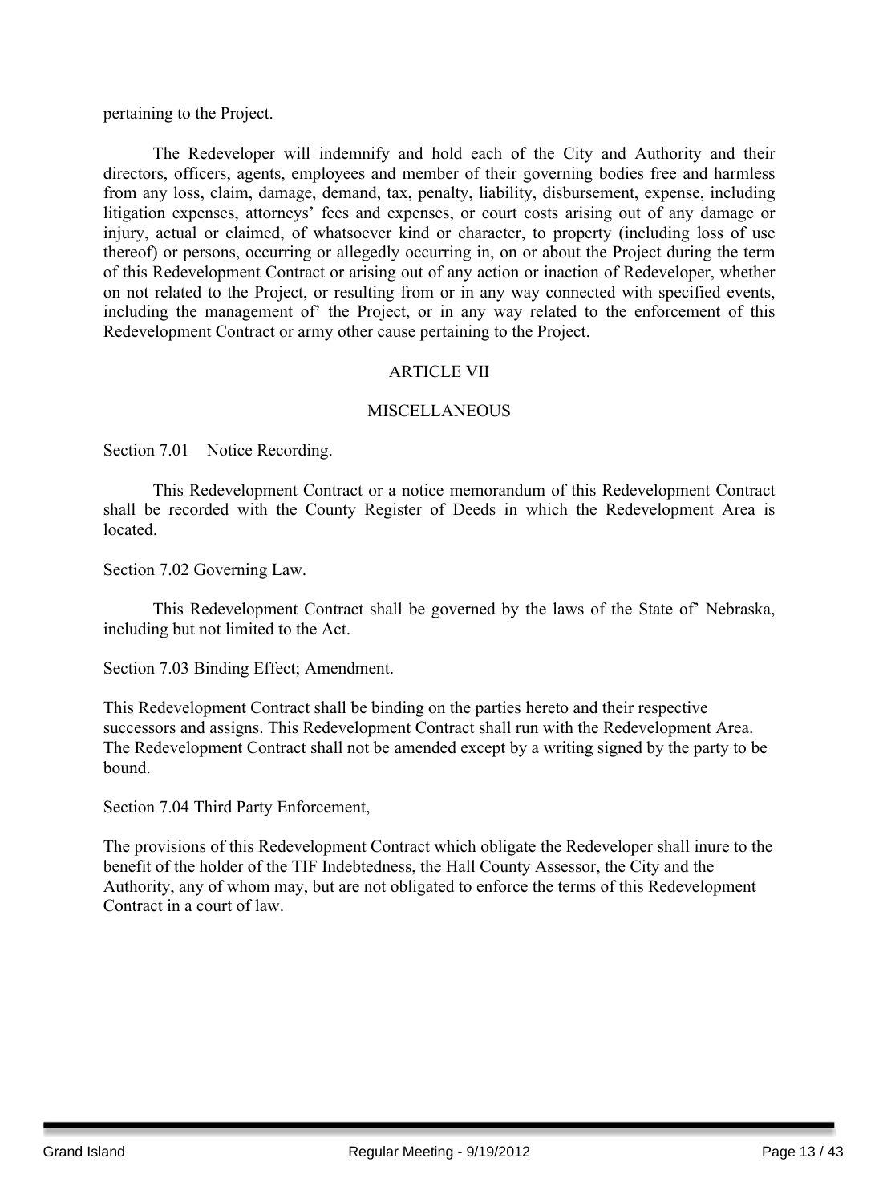pertaining to the Project.

The Redeveloper will indemnify and hold each of the City and Authority and their directors, officers, agents, employees and member of their governing bodies free and harmless from any loss, claim, damage, demand, tax, penalty, liability, disbursement, expense, including litigation expenses, attorneys' fees and expenses, or court costs arising out of any damage or injury, actual or claimed, of whatsoever kind or character, to property (including loss of use thereof) or persons, occurring or allegedly occurring in, on or about the Project during the term of this Redevelopment Contract or arising out of any action or inaction of Redeveloper, whether on not related to the Project, or resulting from or in any way connected with specified events, including the management of' the Project, or in any way related to the enforcement of this Redevelopment Contract or army other cause pertaining to the Project.

## ARTICLE VII

## MISCELLANEOUS

Section 7.01 Notice Recording.

This Redevelopment Contract or a notice memorandum of this Redevelopment Contract shall be recorded with the County Register of Deeds in which the Redevelopment Area is located.

Section 7.02 Governing Law.

This Redevelopment Contract shall be governed by the laws of the State of' Nebraska, including but not limited to the Act.

Section 7.03 Binding Effect; Amendment.

This Redevelopment Contract shall be binding on the parties hereto and their respective successors and assigns. This Redevelopment Contract shall run with the Redevelopment Area. The Redevelopment Contract shall not be amended except by a writing signed by the party to be bound.

Section 7.04 Third Party Enforcement,

The provisions of this Redevelopment Contract which obligate the Redeveloper shall inure to the benefit of the holder of the TIF Indebtedness, the Hall County Assessor, the City and the Authority, any of whom may, but are not obligated to enforce the terms of this Redevelopment Contract in a court of law.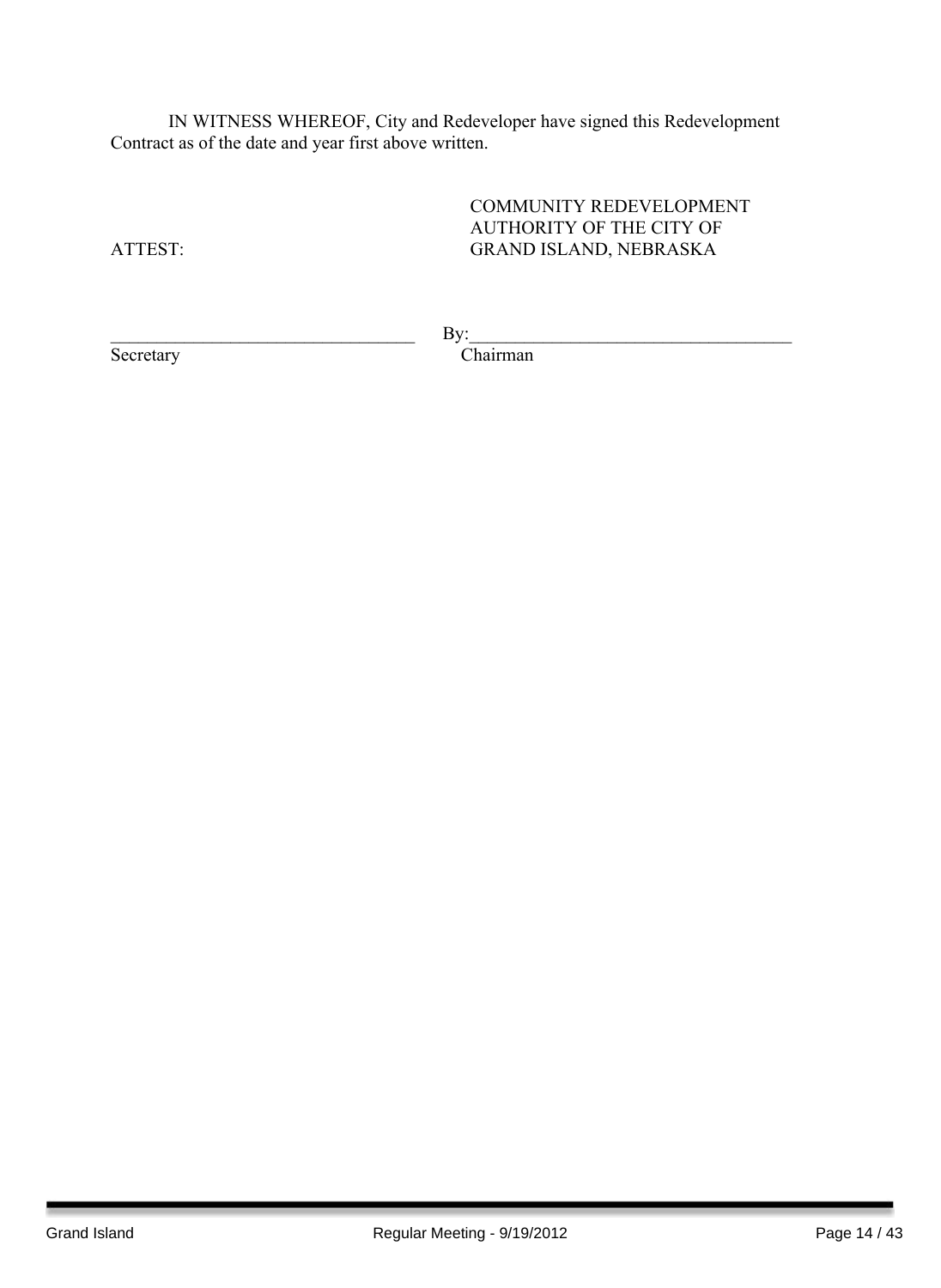IN WITNESS WHEREOF, City and Redeveloper have signed this Redevelopment Contract as of the date and year first above written.

COMMUNITY REDEVELOPMENT AUTHORITY OF THE CITY OF GRAND ISLAND, NEBRASKA

ATTEST:

__________________________________ By:___________________________________

Secretary Chairman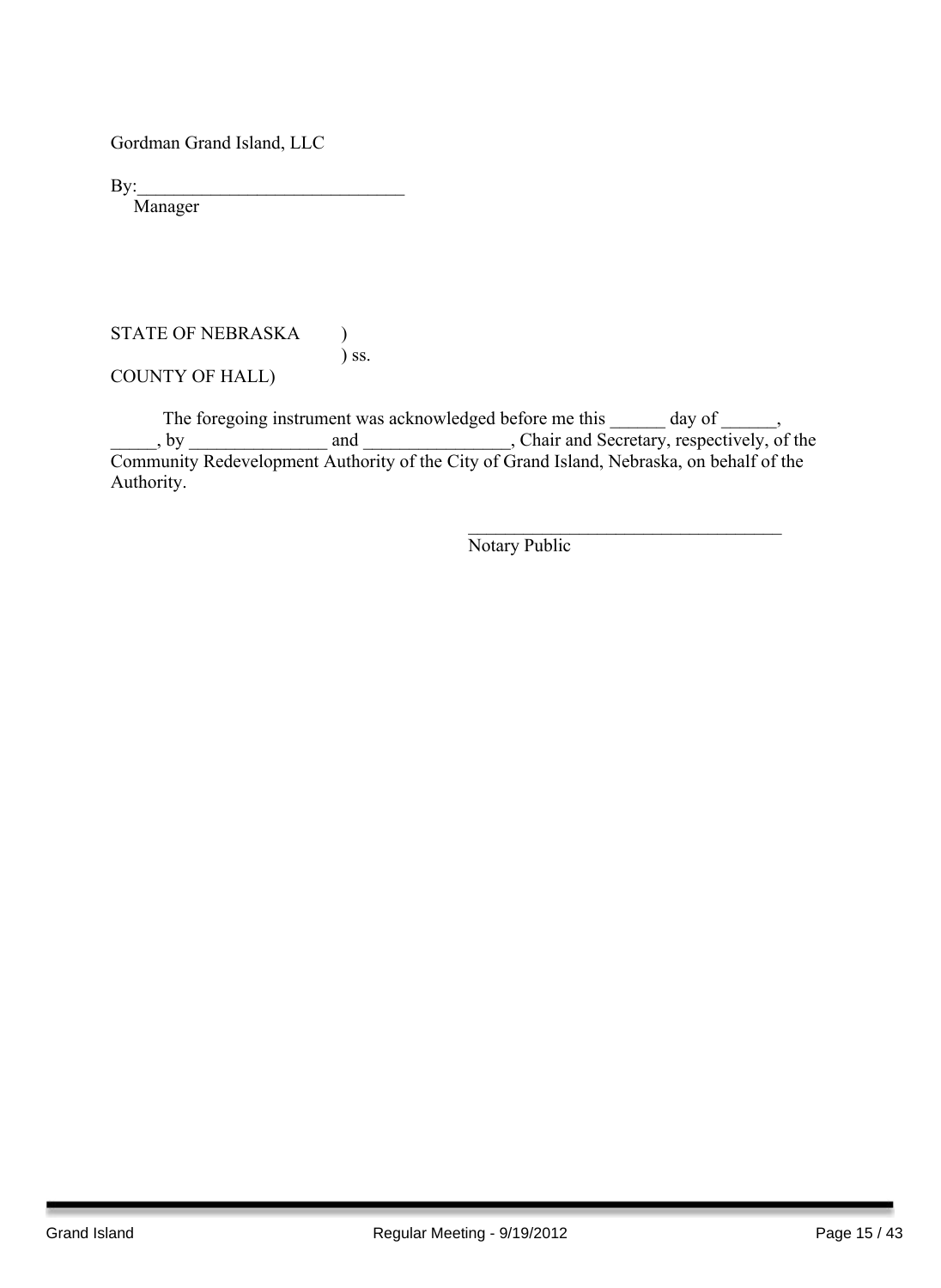Gordman Grand Island, LLC

By:\_\_\_\_\_\_\_\_\_\_\_\_\_\_\_\_\_\_\_\_\_\_\_\_\_\_\_\_\_
Manager

STATE OF NEBRASKA )
) ss.
COUNTY OF HALL)

The foregoing instrument was acknowledged before me this ______ day of ______, _____, by _______________ and ________________, Chair and Secretary, respectively, of the Community Redevelopment Authority of the City of Grand Island, Nebraska, on behalf of the Authority.

\_\_\_\_\_\_\_\_\_\_\_\_\_\_\_\_\_\_\_\_\_\_\_\_\_\_\_\_\_\_\_\_\_\_\_
Notary Public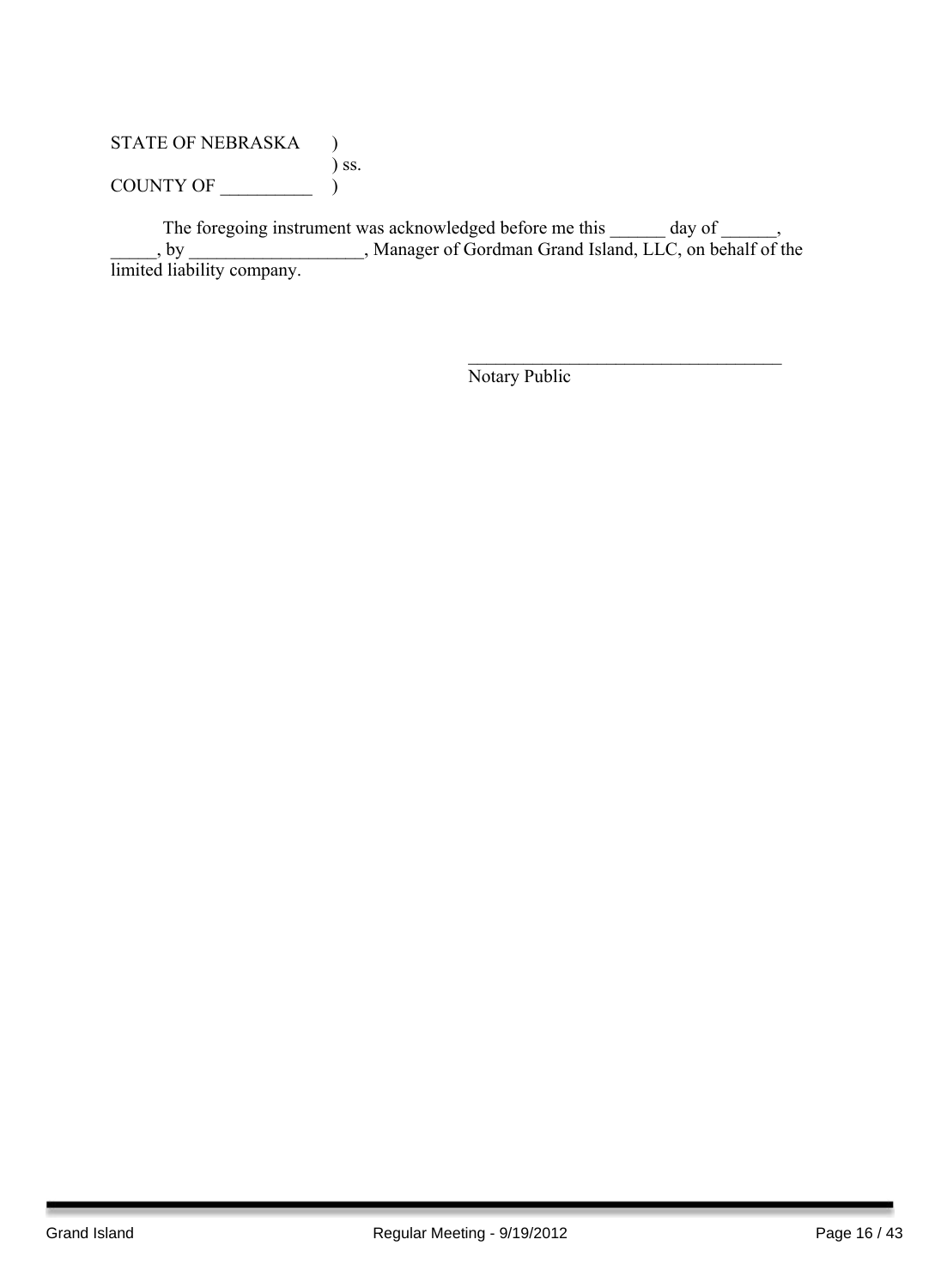STATE OF NEBRASKA )
) ss.
COUNTY OF __________ )

The foregoing instrument was acknowledged before me this ______ day of ______, _____, by ___________________, Manager of Gordman Grand Island, LLC, on behalf of the limited liability company.

___________________________________
Notary Public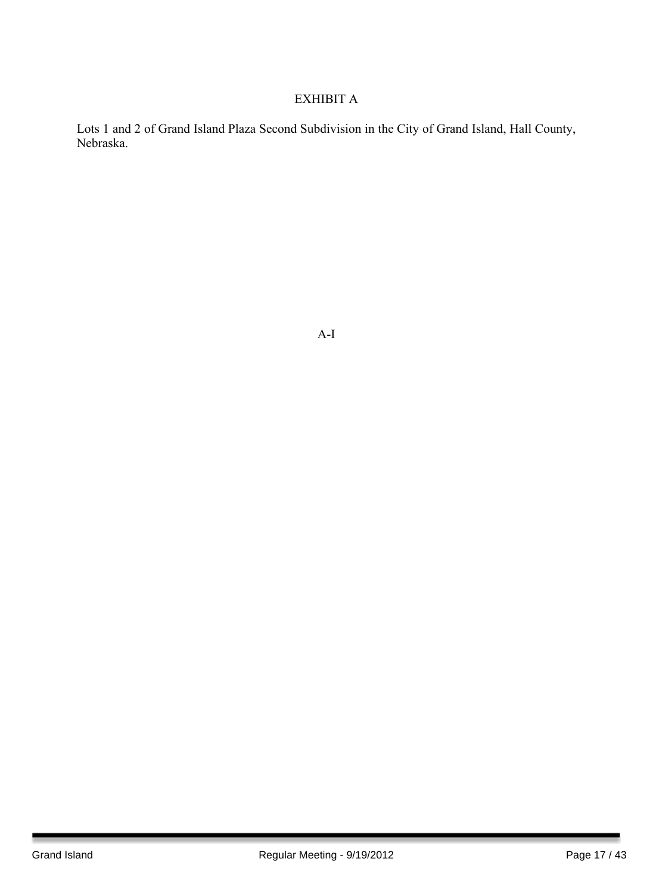# EXHIBIT A

Lots 1 and 2 of Grand Island Plaza Second Subdivision in the City of Grand Island, Hall County, Nebraska.

A-I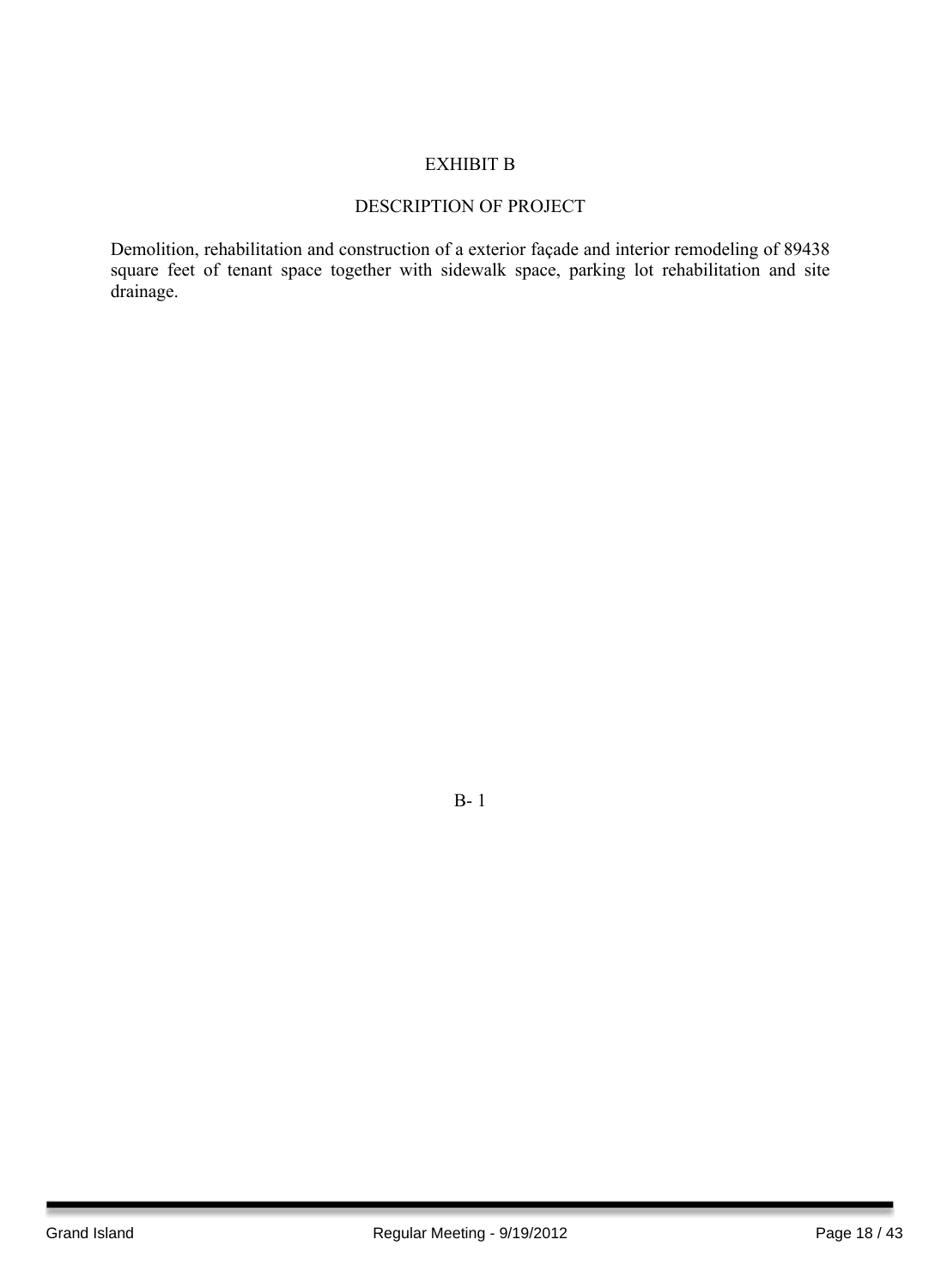# EXHIBIT B

## DESCRIPTION OF PROJECT

Demolition, rehabilitation and construction of a exterior façade and interior remodeling of 89438 square feet of tenant space together with sidewalk space, parking lot rehabilitation and site drainage.

B- 1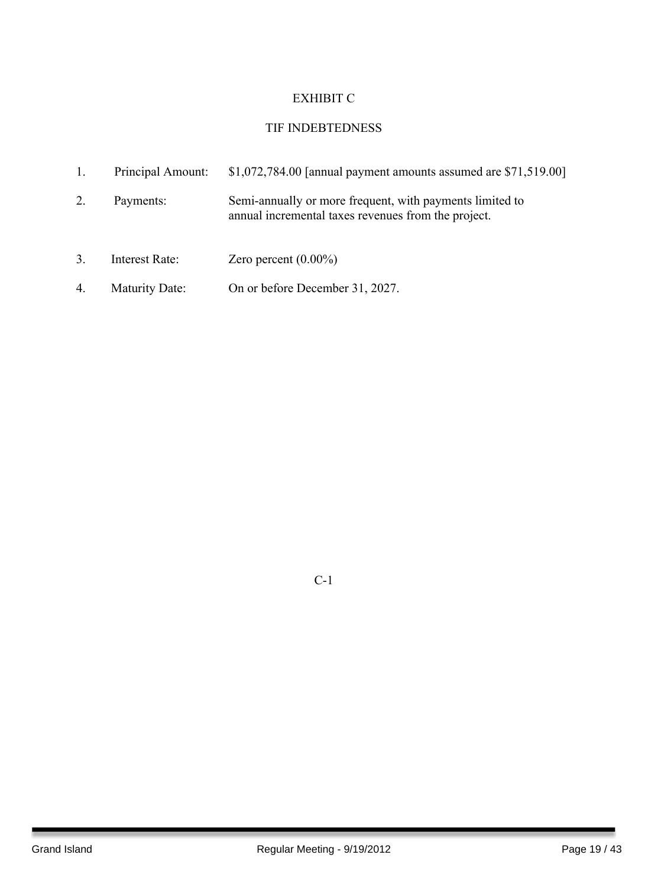# EXHIBIT C

## TIF INDEBTEDNESS

1. Principal Amount: $1,072,784.00 [annual payment amounts assumed are $71,519.00]

2. Payments: Semi-annually or more frequent, with payments limited to annual incremental taxes revenues from the project.

3. Interest Rate: Zero percent (0.00%)

4. Maturity Date: On or before December 31, 2027.

C-1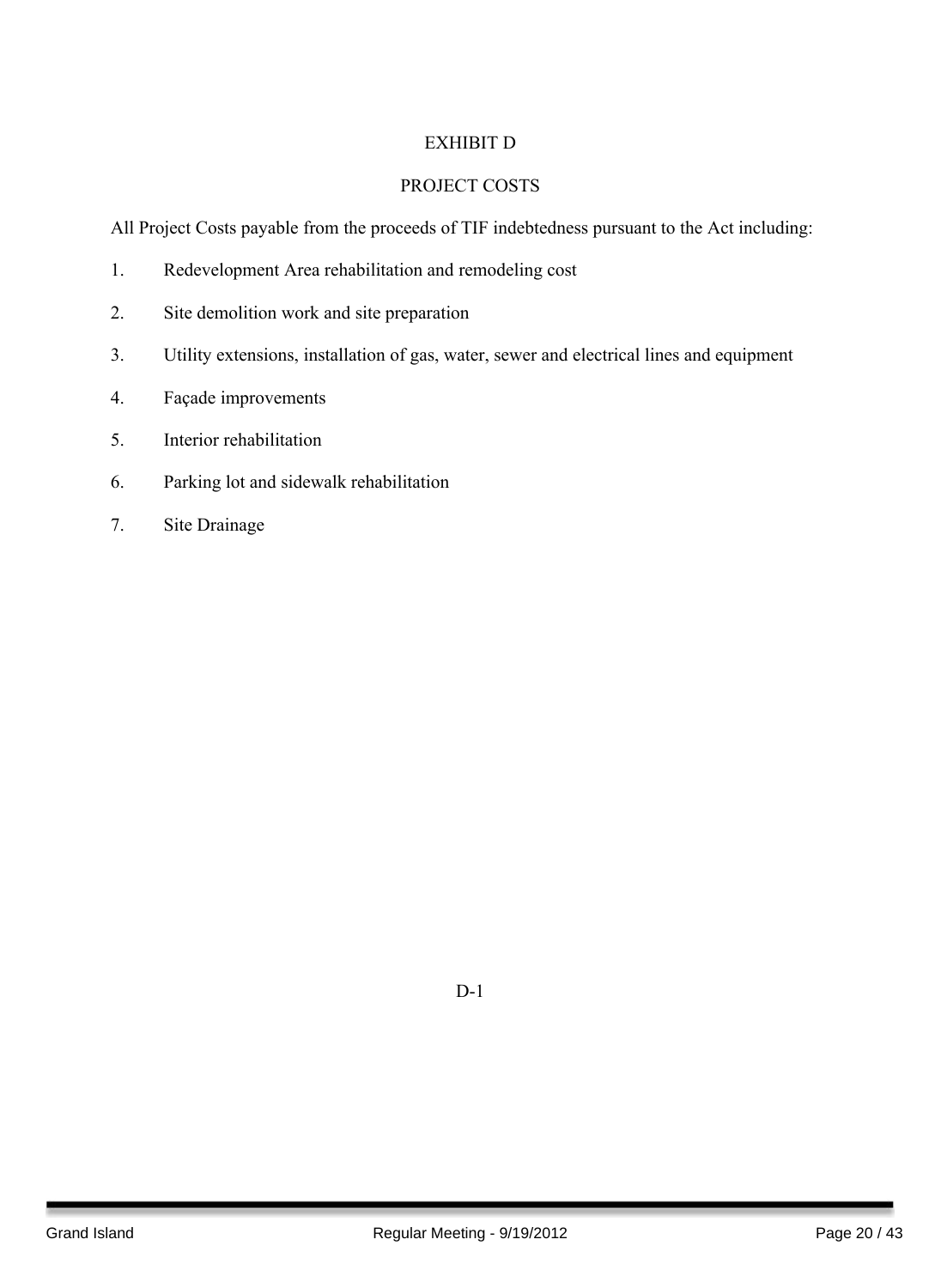# EXHIBIT D

## PROJECT COSTS

All Project Costs payable from the proceeds of TIF indebtedness pursuant to the Act including:

1. Redevelopment Area rehabilitation and remodeling cost
2. Site demolition work and site preparation
3. Utility extensions, installation of gas, water, sewer and electrical lines and equipment
4. Façade improvements
5. Interior rehabilitation
6. Parking lot and sidewalk rehabilitation
7. Site Drainage

D-1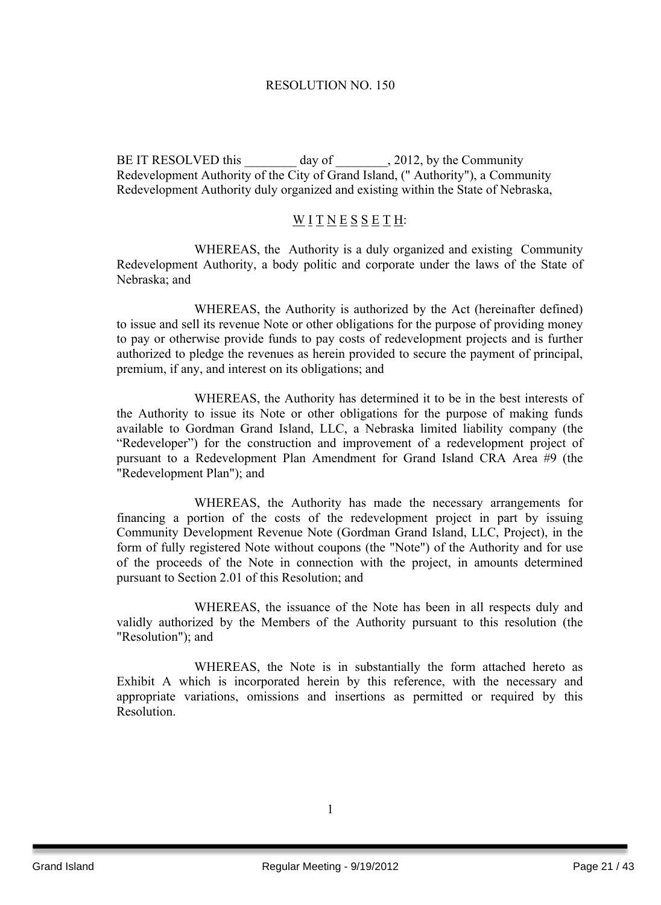# RESOLUTION NO. 150

BE IT RESOLVED this ________ day of ________, 2012, by the Community Redevelopment Authority of the City of Grand Island, (" Authority"), a Community Redevelopment Authority duly organized and existing within the State of Nebraska,

W I T N E S S E T H:

WHEREAS, the Authority is a duly organized and existing Community Redevelopment Authority, a body politic and corporate under the laws of the State of Nebraska; and

WHEREAS, the Authority is authorized by the Act (hereinafter defined) to issue and sell its revenue Note or other obligations for the purpose of providing money to pay or otherwise provide funds to pay costs of redevelopment projects and is further authorized to pledge the revenues as herein provided to secure the payment of principal, premium, if any, and interest on its obligations; and

WHEREAS, the Authority has determined it to be in the best interests of the Authority to issue its Note or other obligations for the purpose of making funds available to Gordman Grand Island, LLC, a Nebraska limited liability company (the "Redeveloper") for the construction and improvement of a redevelopment project of pursuant to a Redevelopment Plan Amendment for Grand Island CRA Area #9 (the "Redevelopment Plan"); and

WHEREAS, the Authority has made the necessary arrangements for financing a portion of the costs of the redevelopment project in part by issuing Community Development Revenue Note (Gordman Grand Island, LLC, Project), in the form of fully registered Note without coupons (the "Note") of the Authority and for use of the proceeds of the Note in connection with the project, in amounts determined pursuant to Section 2.01 of this Resolution; and

WHEREAS, the issuance of the Note has been in all respects duly and validly authorized by the Members of the Authority pursuant to this resolution (the "Resolution"); and

WHEREAS, the Note is in substantially the form attached hereto as Exhibit A which is incorporated herein by this reference, with the necessary and appropriate variations, omissions and insertions as permitted or required by this Resolution.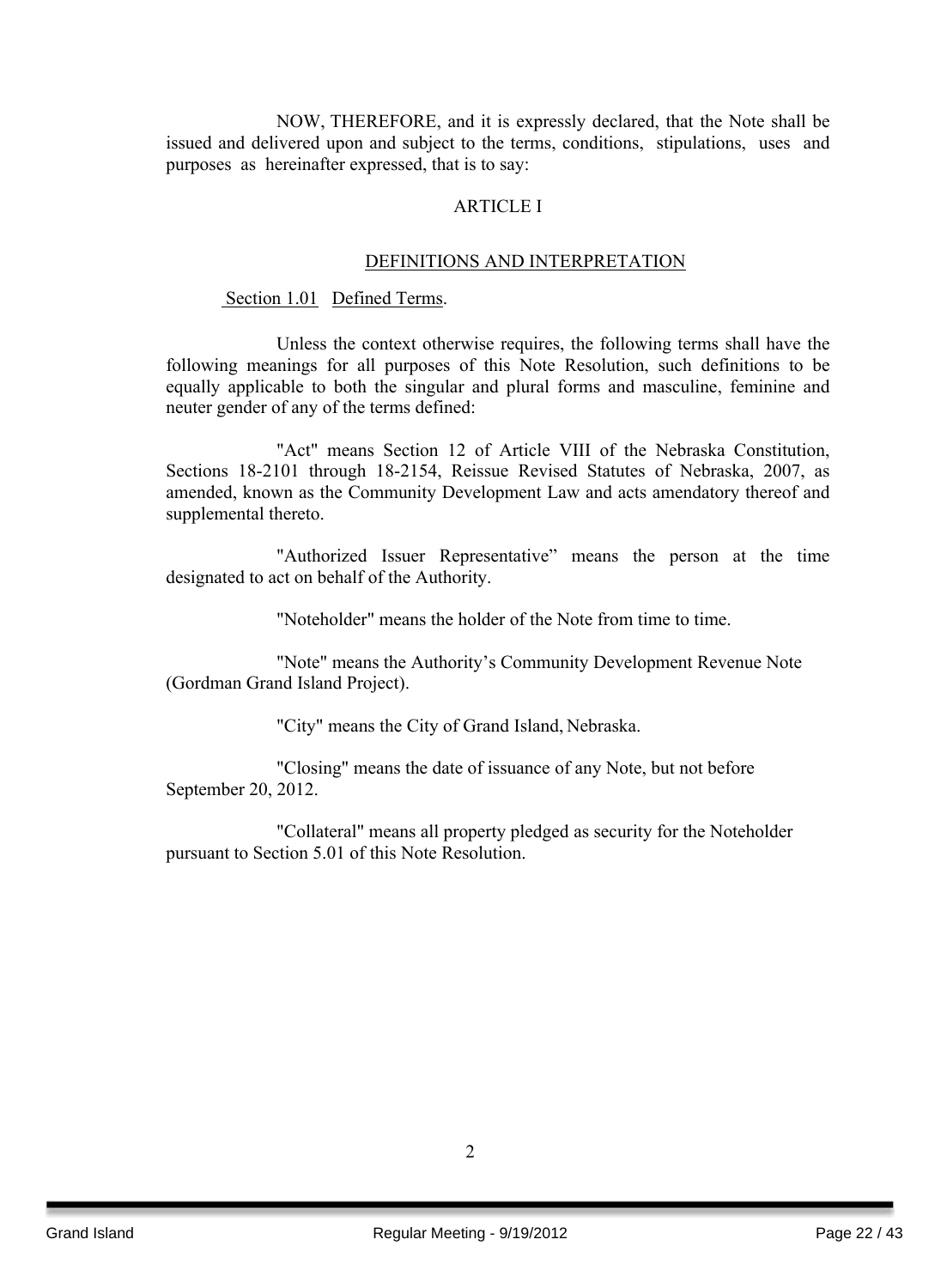NOW, THEREFORE, and it is expressly declared, that the Note shall be issued and delivered upon and subject to the terms, conditions, stipulations, uses and purposes as hereinafter expressed, that is to say:

## ARTICLE I

### DEFINITIONS AND INTERPRETATION

Section 1.01 Defined Terms.

Unless the context otherwise requires, the following terms shall have the following meanings for all purposes of this Note Resolution, such definitions to be equally applicable to both the singular and plural forms and masculine, feminine and neuter gender of any of the terms defined:

"Act" means Section 12 of Article VIII of the Nebraska Constitution, Sections 18-2101 through 18-2154, Reissue Revised Statutes of Nebraska, 2007, as amended, known as the Community Development Law and acts amendatory thereof and supplemental thereto.

"Authorized Issuer Representative" means the person at the time designated to act on behalf of the Authority.

"Noteholder" means the holder of the Note from time to time.

"Note" means the Authority's Community Development Revenue Note (Gordman Grand Island Project).

"City" means the City of Grand Island, Nebraska.

"Closing" means the date of issuance of any Note, but not before September 20, 2012.

"Collateral" means all property pledged as security for the Noteholder pursuant to Section 5.01 of this Note Resolution.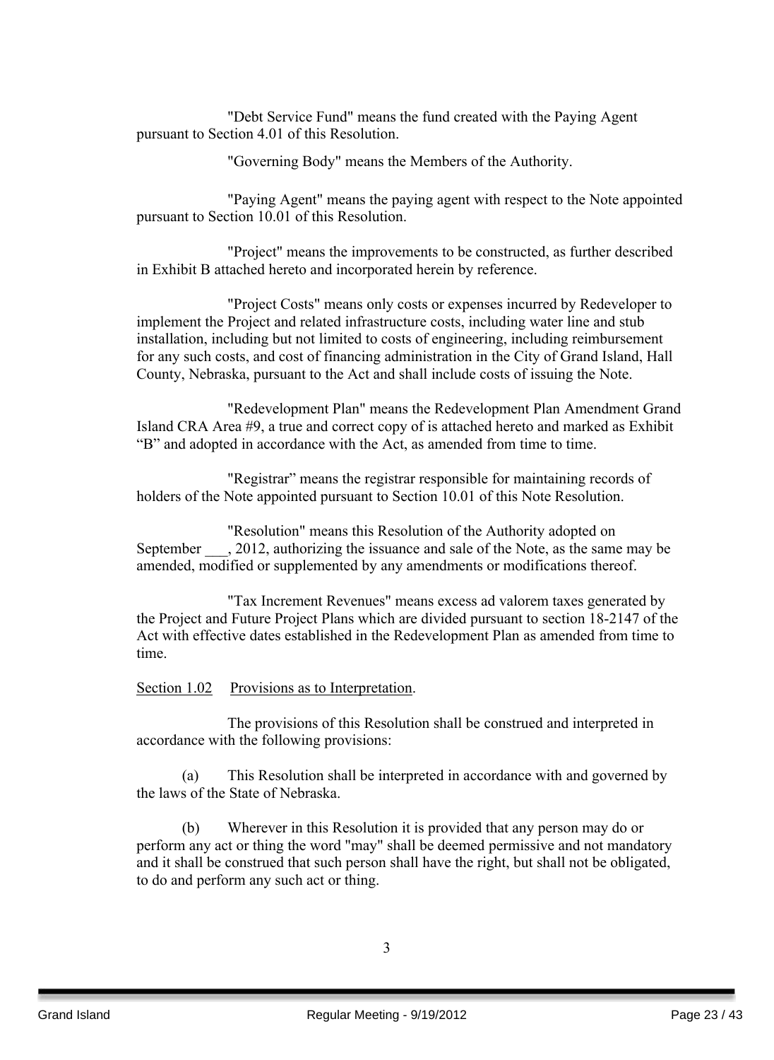"Debt Service Fund" means the fund created with the Paying Agent pursuant to Section 4.01 of this Resolution.

"Governing Body" means the Members of the Authority.

"Paying Agent" means the paying agent with respect to the Note appointed pursuant to Section 10.01 of this Resolution.

"Project" means the improvements to be constructed, as further described in Exhibit B attached hereto and incorporated herein by reference.

"Project Costs" means only costs or expenses incurred by Redeveloper to implement the Project and related infrastructure costs, including water line and stub installation, including but not limited to costs of engineering, including reimbursement for any such costs, and cost of financing administration in the City of Grand Island, Hall County, Nebraska, pursuant to the Act and shall include costs of issuing the Note.

"Redevelopment Plan" means the Redevelopment Plan Amendment Grand Island CRA Area #9, a true and correct copy of is attached hereto and marked as Exhibit "B" and adopted in accordance with the Act, as amended from time to time.

"Registrar" means the registrar responsible for maintaining records of holders of the Note appointed pursuant to Section 10.01 of this Note Resolution.

"Resolution" means this Resolution of the Authority adopted on September ___, 2012, authorizing the issuance and sale of the Note, as the same may be amended, modified or supplemented by any amendments or modifications thereof.

"Tax Increment Revenues" means excess ad valorem taxes generated by the Project and Future Project Plans which are divided pursuant to section 18-2147 of the Act with effective dates established in the Redevelopment Plan as amended from time to time.

<u>Section 1.02</u> <u>Provisions as to Interpretation</u>.

The provisions of this Resolution shall be construed and interpreted in accordance with the following provisions:

(a) This Resolution shall be interpreted in accordance with and governed by the laws of the State of Nebraska.

(b) Wherever in this Resolution it is provided that any person may do or perform any act or thing the word "may" shall be deemed permissive and not mandatory and it shall be construed that such person shall have the right, but shall not be obligated, to do and perform any such act or thing.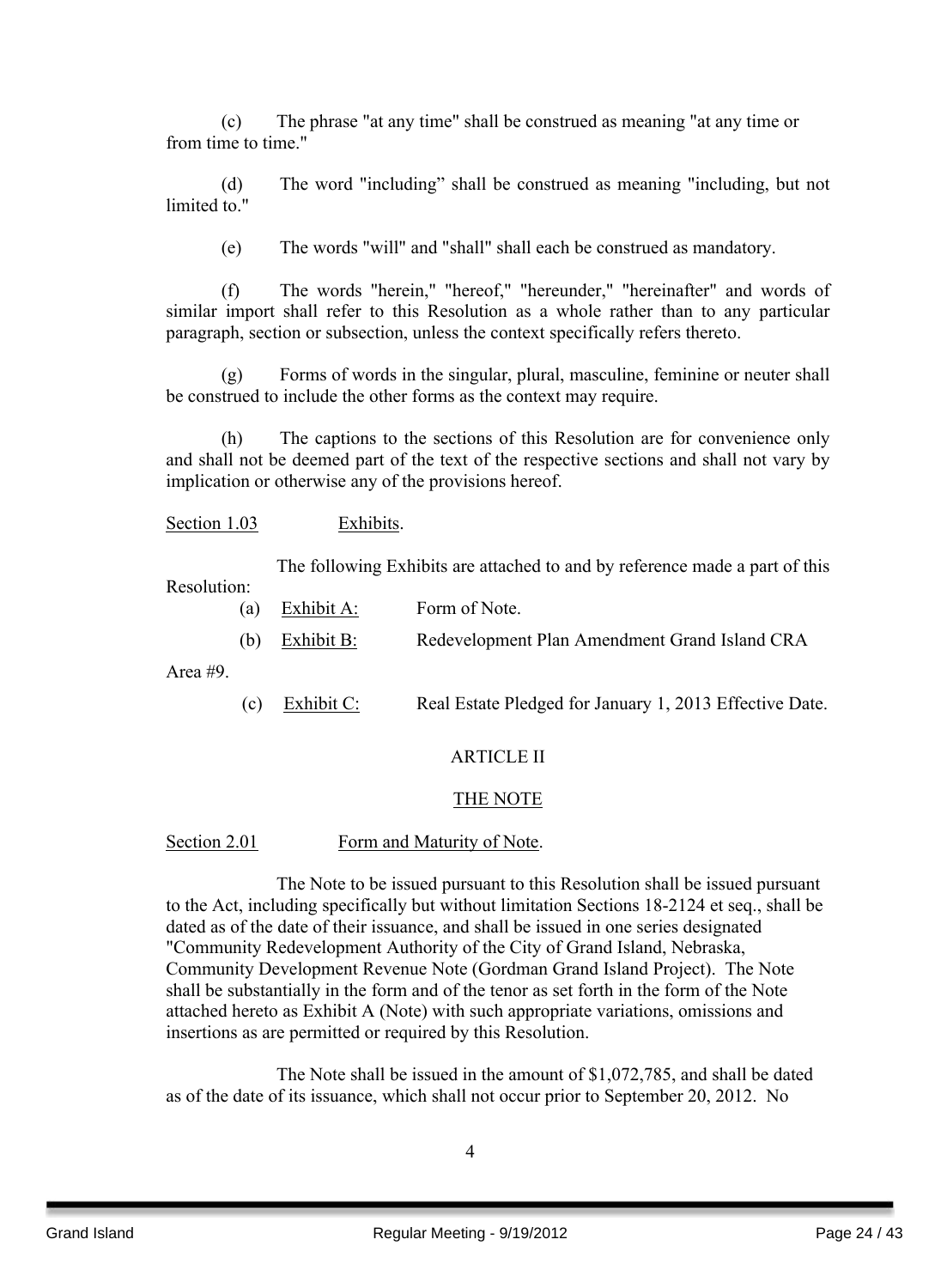(c) The phrase "at any time" shall be construed as meaning "at any time or from time to time."

(d) The word "including" shall be construed as meaning "including, but not limited to."

(e) The words "will" and "shall" shall each be construed as mandatory.

(f) The words "herein," "hereof," "hereunder," "hereinafter" and words of similar import shall refer to this Resolution as a whole rather than to any particular paragraph, section or subsection, unless the context specifically refers thereto.

(g) Forms of words in the singular, plural, masculine, feminine or neuter shall be construed to include the other forms as the context may require.

(h) The captions to the sections of this Resolution are for convenience only and shall not be deemed part of the text of the respective sections and shall not vary by implication or otherwise any of the provisions hereof.

Section 1.03 Exhibits.

The following Exhibits are attached to and by reference made a part of this Resolution:

(a) Exhibit A: Form of Note.

(b) Exhibit B: Redevelopment Plan Amendment Grand Island CRA Area #9.

(c) Exhibit C: Real Estate Pledged for January 1, 2013 Effective Date.

## ARTICLE II

## THE NOTE

Section 2.01 Form and Maturity of Note.

The Note to be issued pursuant to this Resolution shall be issued pursuant to the Act, including specifically but without limitation Sections 18-2124 et seq., shall be dated as of the date of their issuance, and shall be issued in one series designated "Community Redevelopment Authority of the City of Grand Island, Nebraska, Community Development Revenue Note (Gordman Grand Island Project). The Note shall be substantially in the form and of the tenor as set forth in the form of the Note attached hereto as Exhibit A (Note) with such appropriate variations, omissions and insertions as are permitted or required by this Resolution.

The Note shall be issued in the amount of $1,072,785, and shall be dated as of the date of its issuance, which shall not occur prior to September 20, 2012. No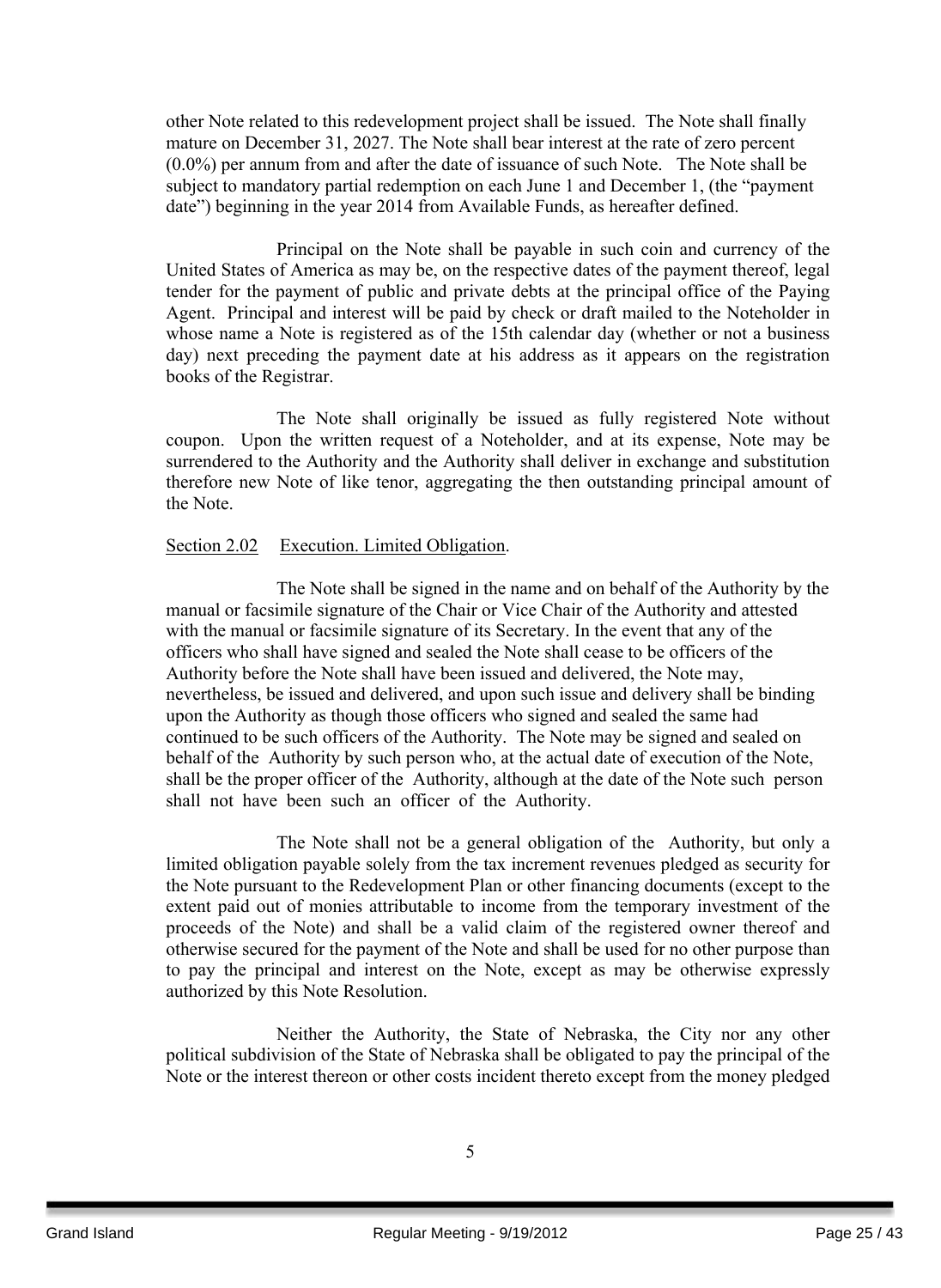other Note related to this redevelopment project shall be issued. The Note shall finally mature on December 31, 2027. The Note shall bear interest at the rate of zero percent (0.0%) per annum from and after the date of issuance of such Note. The Note shall be subject to mandatory partial redemption on each June 1 and December 1, (the "payment date") beginning in the year 2014 from Available Funds, as hereafter defined.

Principal on the Note shall be payable in such coin and currency of the United States of America as may be, on the respective dates of the payment thereof, legal tender for the payment of public and private debts at the principal office of the Paying Agent. Principal and interest will be paid by check or draft mailed to the Noteholder in whose name a Note is registered as of the 15th calendar day (whether or not a business day) next preceding the payment date at his address as it appears on the registration books of the Registrar.

The Note shall originally be issued as fully registered Note without coupon. Upon the written request of a Noteholder, and at its expense, Note may be surrendered to the Authority and the Authority shall deliver in exchange and substitution therefore new Note of like tenor, aggregating the then outstanding principal amount of the Note.

Section 2.02 Execution. Limited Obligation.

The Note shall be signed in the name and on behalf of the Authority by the manual or facsimile signature of the Chair or Vice Chair of the Authority and attested with the manual or facsimile signature of its Secretary. In the event that any of the officers who shall have signed and sealed the Note shall cease to be officers of the Authority before the Note shall have been issued and delivered, the Note may, nevertheless, be issued and delivered, and upon such issue and delivery shall be binding upon the Authority as though those officers who signed and sealed the same had continued to be such officers of the Authority. The Note may be signed and sealed on behalf of the Authority by such person who, at the actual date of execution of the Note, shall be the proper officer of the Authority, although at the date of the Note such person shall not have been such an officer of the Authority.

The Note shall not be a general obligation of the Authority, but only a limited obligation payable solely from the tax increment revenues pledged as security for the Note pursuant to the Redevelopment Plan or other financing documents (except to the extent paid out of monies attributable to income from the temporary investment of the proceeds of the Note) and shall be a valid claim of the registered owner thereof and otherwise secured for the payment of the Note and shall be used for no other purpose than to pay the principal and interest on the Note, except as may be otherwise expressly authorized by this Note Resolution.

Neither the Authority, the State of Nebraska, the City nor any other political subdivision of the State of Nebraska shall be obligated to pay the principal of the Note or the interest thereon or other costs incident thereto except from the money pledged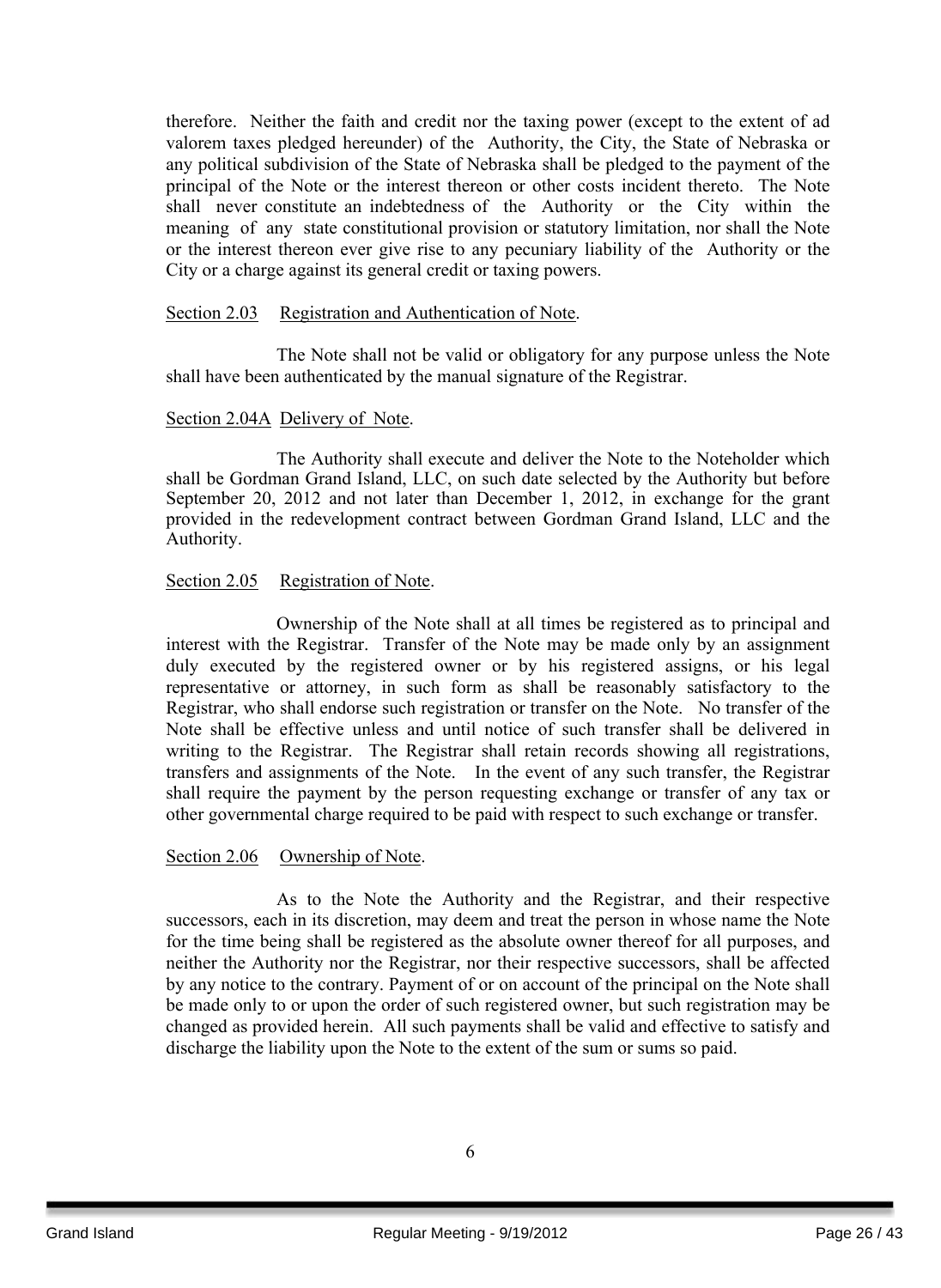therefore. Neither the faith and credit nor the taxing power (except to the extent of ad valorem taxes pledged hereunder) of the Authority, the City, the State of Nebraska or any political subdivision of the State of Nebraska shall be pledged to the payment of the principal of the Note or the interest thereon or other costs incident thereto. The Note shall never constitute an indebtedness of the Authority or the City within the meaning of any state constitutional provision or statutory limitation, nor shall the Note or the interest thereon ever give rise to any pecuniary liability of the Authority or the City or a charge against its general credit or taxing powers.

Section 2.03 Registration and Authentication of Note.

The Note shall not be valid or obligatory for any purpose unless the Note shall have been authenticated by the manual signature of the Registrar.

Section 2.04A Delivery of Note.

The Authority shall execute and deliver the Note to the Noteholder which shall be Gordman Grand Island, LLC, on such date selected by the Authority but before September 20, 2012 and not later than December 1, 2012, in exchange for the grant provided in the redevelopment contract between Gordman Grand Island, LLC and the Authority.

Section 2.05 Registration of Note.

Ownership of the Note shall at all times be registered as to principal and interest with the Registrar. Transfer of the Note may be made only by an assignment duly executed by the registered owner or by his registered assigns, or his legal representative or attorney, in such form as shall be reasonably satisfactory to the Registrar, who shall endorse such registration or transfer on the Note. No transfer of the Note shall be effective unless and until notice of such transfer shall be delivered in writing to the Registrar. The Registrar shall retain records showing all registrations, transfers and assignments of the Note. In the event of any such transfer, the Registrar shall require the payment by the person requesting exchange or transfer of any tax or other governmental charge required to be paid with respect to such exchange or transfer.

Section 2.06 Ownership of Note.

As to the Note the Authority and the Registrar, and their respective successors, each in its discretion, may deem and treat the person in whose name the Note for the time being shall be registered as the absolute owner thereof for all purposes, and neither the Authority nor the Registrar, nor their respective successors, shall be affected by any notice to the contrary. Payment of or on account of the principal on the Note shall be made only to or upon the order of such registered owner, but such registration may be changed as provided herein. All such payments shall be valid and effective to satisfy and discharge the liability upon the Note to the extent of the sum or sums so paid.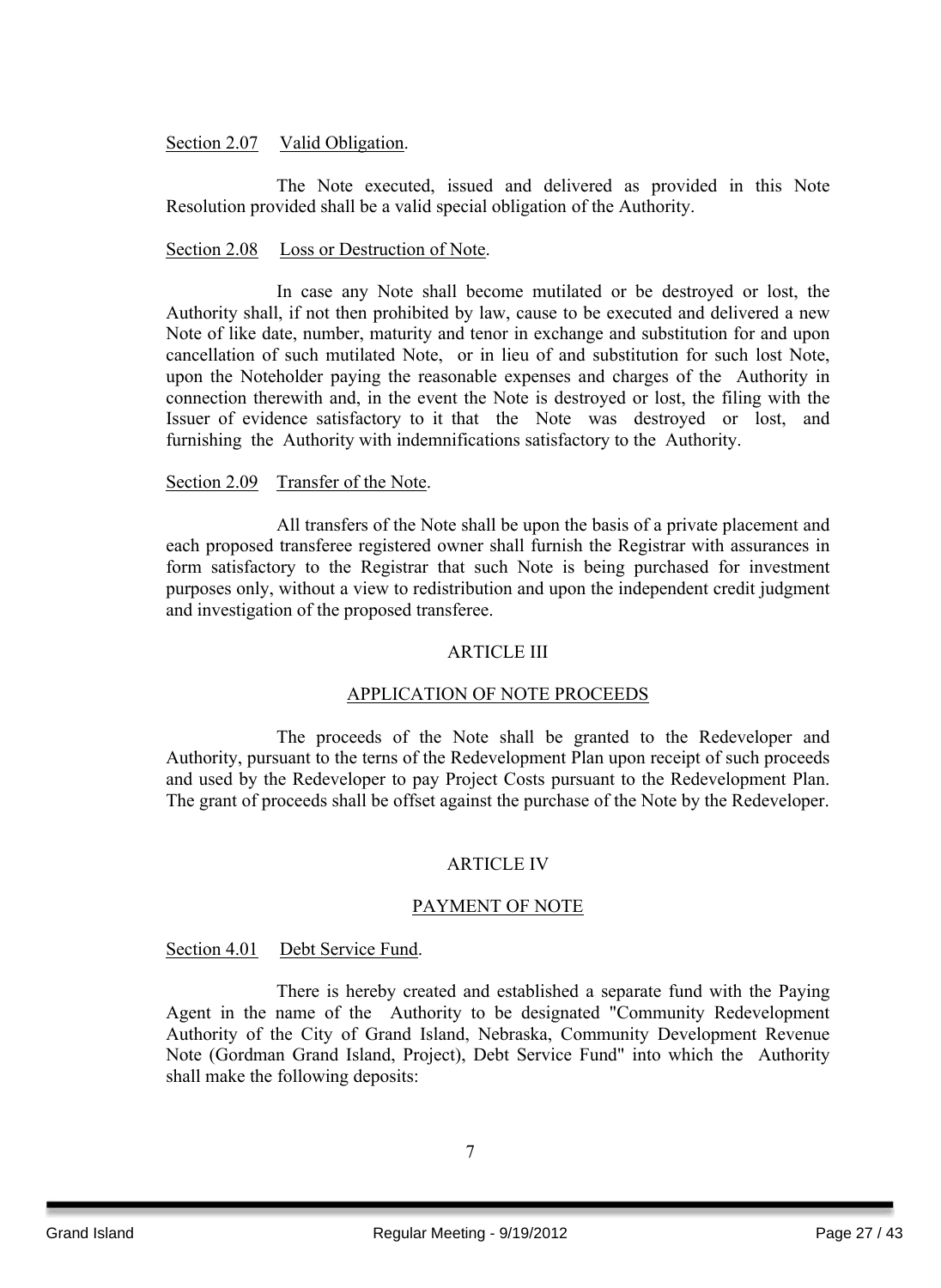Section 2.07 Valid Obligation.

The Note executed, issued and delivered as provided in this Note Resolution provided shall be a valid special obligation of the Authority.

Section 2.08 Loss or Destruction of Note.

In case any Note shall become mutilated or be destroyed or lost, the Authority shall, if not then prohibited by law, cause to be executed and delivered a new Note of like date, number, maturity and tenor in exchange and substitution for and upon cancellation of such mutilated Note, or in lieu of and substitution for such lost Note, upon the Noteholder paying the reasonable expenses and charges of the Authority in connection therewith and, in the event the Note is destroyed or lost, the filing with the Issuer of evidence satisfactory to it that the Note was destroyed or lost, and furnishing the Authority with indemnifications satisfactory to the Authority.

Section 2.09 Transfer of the Note.

All transfers of the Note shall be upon the basis of a private placement and each proposed transferee registered owner shall furnish the Registrar with assurances in form satisfactory to the Registrar that such Note is being purchased for investment purposes only, without a view to redistribution and upon the independent credit judgment and investigation of the proposed transferee.

## ARTICLE III

## APPLICATION OF NOTE PROCEEDS

The proceeds of the Note shall be granted to the Redeveloper and Authority, pursuant to the terns of the Redevelopment Plan upon receipt of such proceeds and used by the Redeveloper to pay Project Costs pursuant to the Redevelopment Plan. The grant of proceeds shall be offset against the purchase of the Note by the Redeveloper.

## ARTICLE IV

## PAYMENT OF NOTE

Section 4.01 Debt Service Fund.

There is hereby created and established a separate fund with the Paying Agent in the name of the Authority to be designated "Community Redevelopment Authority of the City of Grand Island, Nebraska, Community Development Revenue Note (Gordman Grand Island, Project), Debt Service Fund" into which the Authority shall make the following deposits: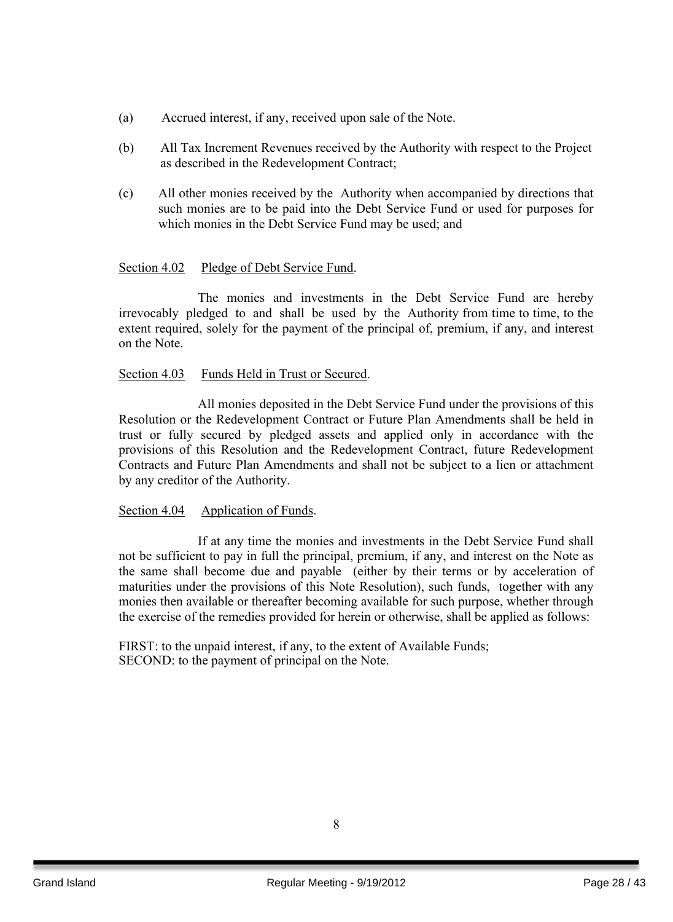(a) Accrued interest, if any, received upon sale of the Note.

(b) All Tax Increment Revenues received by the Authority with respect to the Project as described in the Redevelopment Contract;

(c) All other monies received by the Authority when accompanied by directions that such monies are to be paid into the Debt Service Fund or used for purposes for which monies in the Debt Service Fund may be used; and

Section 4.02 Pledge of Debt Service Fund.

The monies and investments in the Debt Service Fund are hereby irrevocably pledged to and shall be used by the Authority from time to time, to the extent required, solely for the payment of the principal of, premium, if any, and interest on the Note.

Section 4.03 Funds Held in Trust or Secured.

All monies deposited in the Debt Service Fund under the provisions of this Resolution or the Redevelopment Contract or Future Plan Amendments shall be held in trust or fully secured by pledged assets and applied only in accordance with the provisions of this Resolution and the Redevelopment Contract, future Redevelopment Contracts and Future Plan Amendments and shall not be subject to a lien or attachment by any creditor of the Authority.

Section 4.04 Application of Funds.

If at any time the monies and investments in the Debt Service Fund shall not be sufficient to pay in full the principal, premium, if any, and interest on the Note as the same shall become due and payable (either by their terms or by acceleration of maturities under the provisions of this Note Resolution), such funds, together with any monies then available or thereafter becoming available for such purpose, whether through the exercise of the remedies provided for herein or otherwise, shall be applied as follows:

FIRST: to the unpaid interest, if any, to the extent of Available Funds;
SECOND: to the payment of principal on the Note.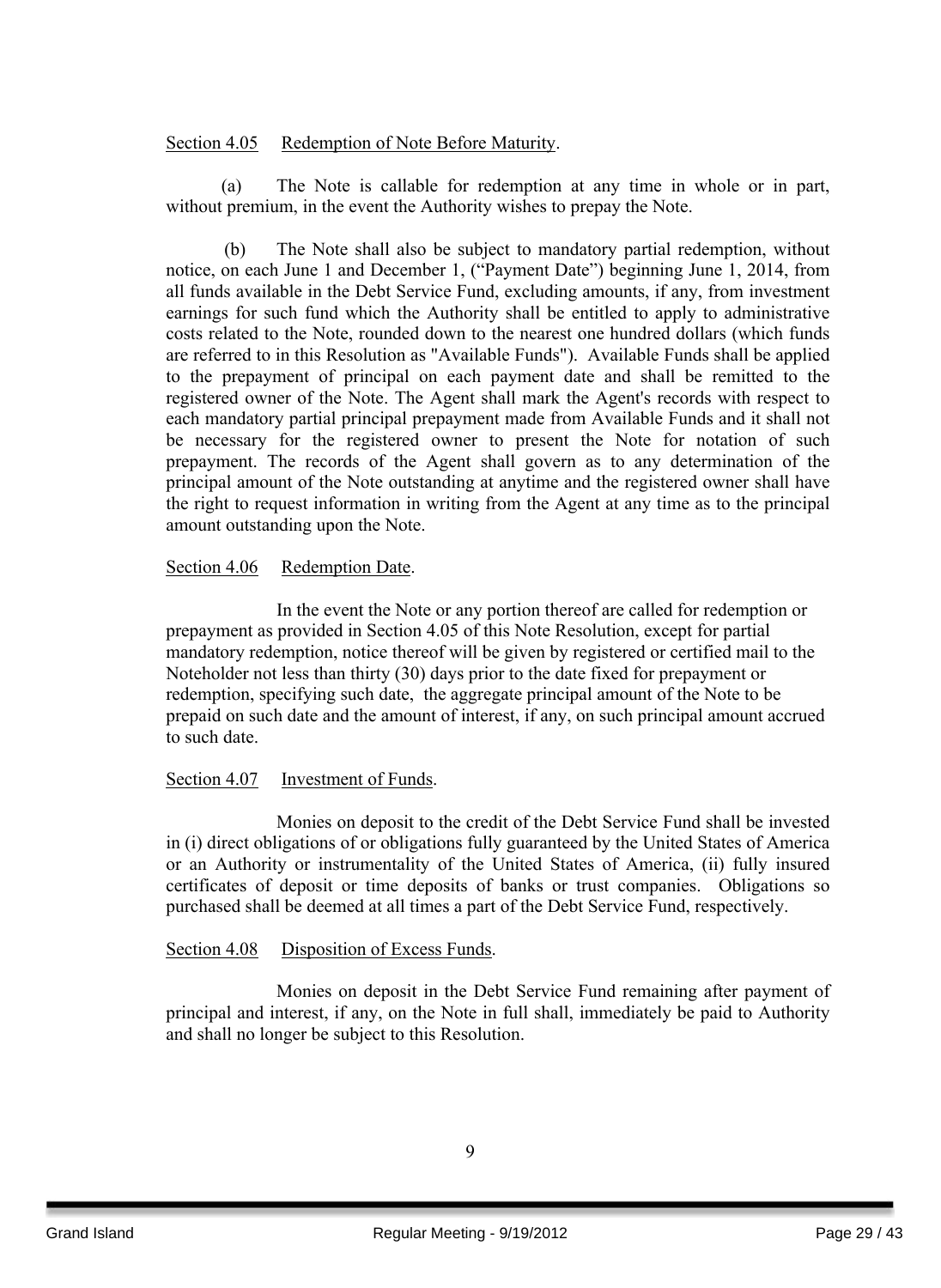Section 4.05 Redemption of Note Before Maturity.

(a) The Note is callable for redemption at any time in whole or in part, without premium, in the event the Authority wishes to prepay the Note.

(b) The Note shall also be subject to mandatory partial redemption, without notice, on each June 1 and December 1, ("Payment Date") beginning June 1, 2014, from all funds available in the Debt Service Fund, excluding amounts, if any, from investment earnings for such fund which the Authority shall be entitled to apply to administrative costs related to the Note, rounded down to the nearest one hundred dollars (which funds are referred to in this Resolution as "Available Funds"). Available Funds shall be applied to the prepayment of principal on each payment date and shall be remitted to the registered owner of the Note. The Agent shall mark the Agent's records with respect to each mandatory partial principal prepayment made from Available Funds and it shall not be necessary for the registered owner to present the Note for notation of such prepayment. The records of the Agent shall govern as to any determination of the principal amount of the Note outstanding at anytime and the registered owner shall have the right to request information in writing from the Agent at any time as to the principal amount outstanding upon the Note.

Section 4.06 Redemption Date.

In the event the Note or any portion thereof are called for redemption or prepayment as provided in Section 4.05 of this Note Resolution, except for partial mandatory redemption, notice thereof will be given by registered or certified mail to the Noteholder not less than thirty (30) days prior to the date fixed for prepayment or redemption, specifying such date, the aggregate principal amount of the Note to be prepaid on such date and the amount of interest, if any, on such principal amount accrued to such date.

Section 4.07 Investment of Funds.

Monies on deposit to the credit of the Debt Service Fund shall be invested in (i) direct obligations of or obligations fully guaranteed by the United States of America or an Authority or instrumentality of the United States of America, (ii) fully insured certificates of deposit or time deposits of banks or trust companies. Obligations so purchased shall be deemed at all times a part of the Debt Service Fund, respectively.

Section 4.08 Disposition of Excess Funds.

Monies on deposit in the Debt Service Fund remaining after payment of principal and interest, if any, on the Note in full shall, immediately be paid to Authority and shall no longer be subject to this Resolution.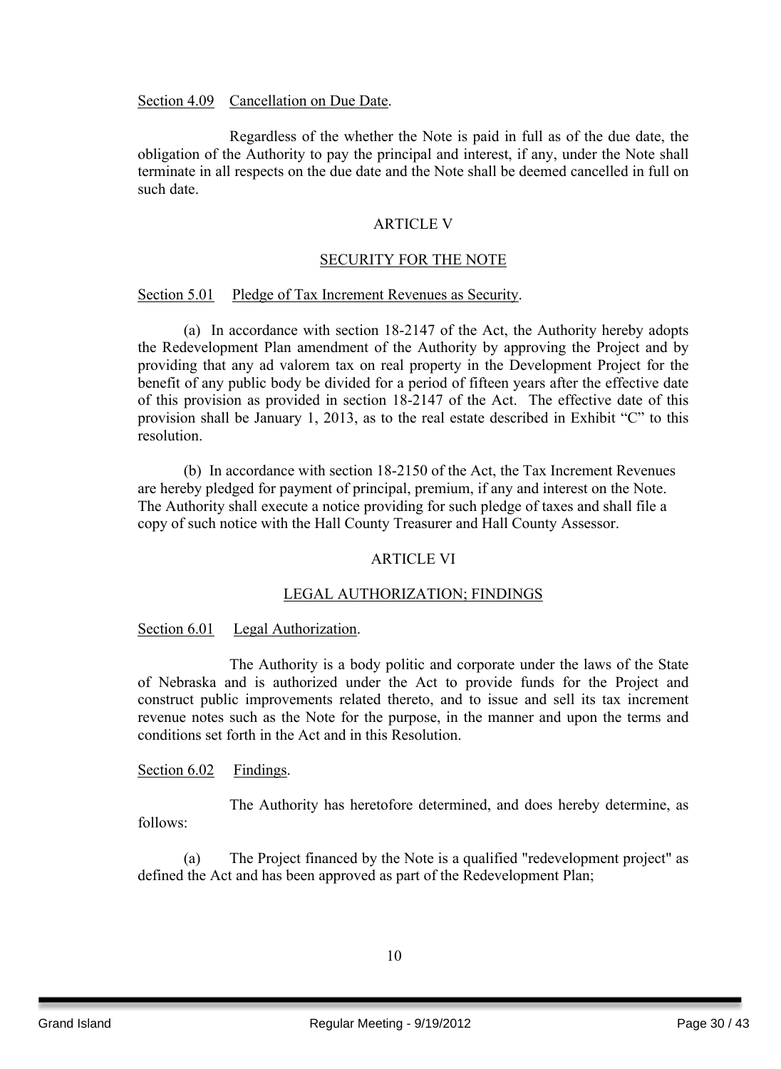Section 4.09 Cancellation on Due Date.

Regardless of the whether the Note is paid in full as of the due date, the obligation of the Authority to pay the principal and interest, if any, under the Note shall terminate in all respects on the due date and the Note shall be deemed cancelled in full on such date.

## ARTICLE V

## SECURITY FOR THE NOTE

Section 5.01 Pledge of Tax Increment Revenues as Security.

(a) In accordance with section 18-2147 of the Act, the Authority hereby adopts the Redevelopment Plan amendment of the Authority by approving the Project and by providing that any ad valorem tax on real property in the Development Project for the benefit of any public body be divided for a period of fifteen years after the effective date of this provision as provided in section 18-2147 of the Act. The effective date of this provision shall be January 1, 2013, as to the real estate described in Exhibit "C" to this resolution.

(b) In accordance with section 18-2150 of the Act, the Tax Increment Revenues are hereby pledged for payment of principal, premium, if any and interest on the Note. The Authority shall execute a notice providing for such pledge of taxes and shall file a copy of such notice with the Hall County Treasurer and Hall County Assessor.

## ARTICLE VI

## LEGAL AUTHORIZATION; FINDINGS

Section 6.01 Legal Authorization.

The Authority is a body politic and corporate under the laws of the State of Nebraska and is authorized under the Act to provide funds for the Project and construct public improvements related thereto, and to issue and sell its tax increment revenue notes such as the Note for the purpose, in the manner and upon the terms and conditions set forth in the Act and in this Resolution.

Section 6.02 Findings.

The Authority has heretofore determined, and does hereby determine, as follows:

(a) The Project financed by the Note is a qualified "redevelopment project" as defined the Act and has been approved as part of the Redevelopment Plan;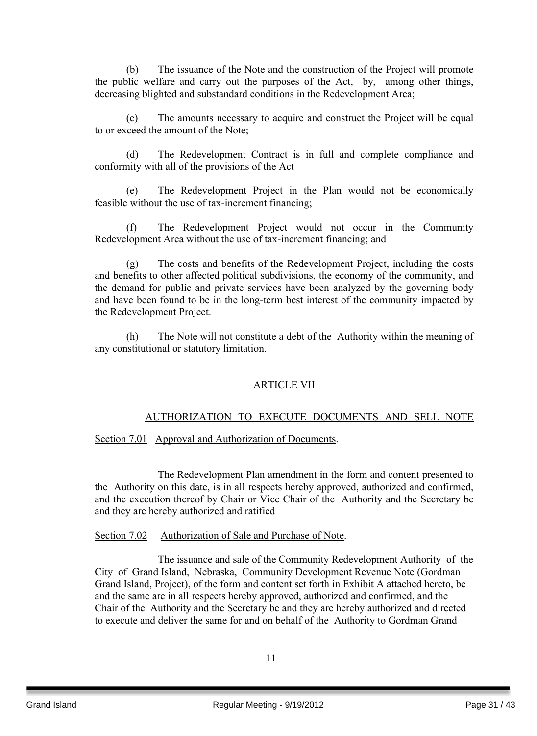(b) The issuance of the Note and the construction of the Project will promote the public welfare and carry out the purposes of the Act, by, among other things, decreasing blighted and substandard conditions in the Redevelopment Area;

(c) The amounts necessary to acquire and construct the Project will be equal to or exceed the amount of the Note;

(d) The Redevelopment Contract is in full and complete compliance and conformity with all of the provisions of the Act

(e) The Redevelopment Project in the Plan would not be economically feasible without the use of tax-increment financing;

(f) The Redevelopment Project would not occur in the Community Redevelopment Area without the use of tax-increment financing; and

(g) The costs and benefits of the Redevelopment Project, including the costs and benefits to other affected political subdivisions, the economy of the community, and the demand for public and private services have been analyzed by the governing body and have been found to be in the long-term best interest of the community impacted by the Redevelopment Project.

(h) The Note will not constitute a debt of the Authority within the meaning of any constitutional or statutory limitation.

## ARTICLE VII

## AUTHORIZATION TO EXECUTE DOCUMENTS AND SELL NOTE

Section 7.01 Approval and Authorization of Documents.

The Redevelopment Plan amendment in the form and content presented to the Authority on this date, is in all respects hereby approved, authorized and confirmed, and the execution thereof by Chair or Vice Chair of the Authority and the Secretary be and they are hereby authorized and ratified

Section 7.02 Authorization of Sale and Purchase of Note.

The issuance and sale of the Community Redevelopment Authority of the City of Grand Island, Nebraska, Community Development Revenue Note (Gordman Grand Island, Project), of the form and content set forth in Exhibit A attached hereto, be and the same are in all respects hereby approved, authorized and confirmed, and the Chair of the Authority and the Secretary be and they are hereby authorized and directed to execute and deliver the same for and on behalf of the Authority to Gordman Grand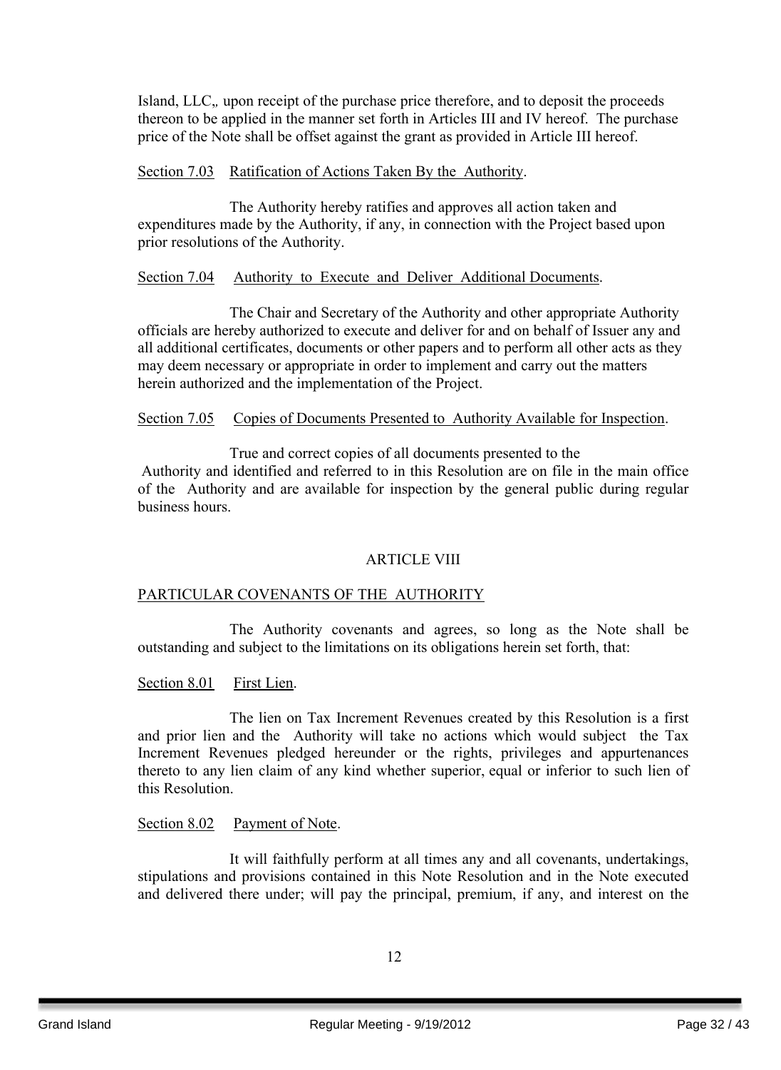Island, LLC,, upon receipt of the purchase price therefore, and to deposit the proceeds thereon to be applied in the manner set forth in Articles III and IV hereof. The purchase price of the Note shall be offset against the grant as provided in Article III hereof.

Section 7.03 Ratification of Actions Taken By the Authority.

The Authority hereby ratifies and approves all action taken and expenditures made by the Authority, if any, in connection with the Project based upon prior resolutions of the Authority.

Section 7.04 Authority to Execute and Deliver Additional Documents.

The Chair and Secretary of the Authority and other appropriate Authority officials are hereby authorized to execute and deliver for and on behalf of Issuer any and all additional certificates, documents or other papers and to perform all other acts as they may deem necessary or appropriate in order to implement and carry out the matters herein authorized and the implementation of the Project.

Section 7.05 Copies of Documents Presented to Authority Available for Inspection.

True and correct copies of all documents presented to the Authority and identified and referred to in this Resolution are on file in the main office of the Authority and are available for inspection by the general public during regular business hours.

ARTICLE VIII

PARTICULAR COVENANTS OF THE AUTHORITY

The Authority covenants and agrees, so long as the Note shall be outstanding and subject to the limitations on its obligations herein set forth, that:

Section 8.01 First Lien.

The lien on Tax Increment Revenues created by this Resolution is a first and prior lien and the Authority will take no actions which would subject the Tax Increment Revenues pledged hereunder or the rights, privileges and appurtenances thereto to any lien claim of any kind whether superior, equal or inferior to such lien of this Resolution.

Section 8.02 Payment of Note.

It will faithfully perform at all times any and all covenants, undertakings, stipulations and provisions contained in this Note Resolution and in the Note executed and delivered there under; will pay the principal, premium, if any, and interest on the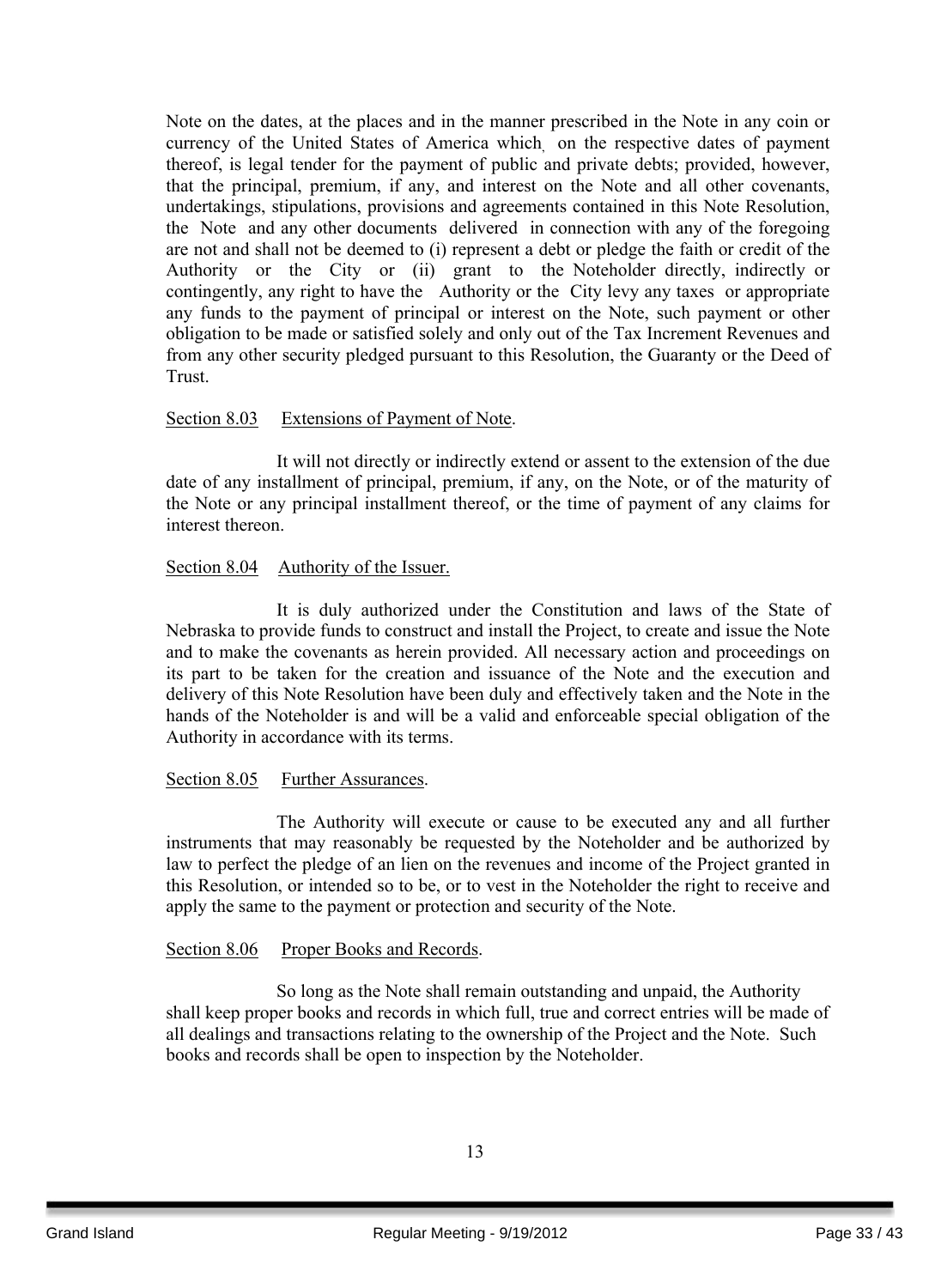Note on the dates, at the places and in the manner prescribed in the Note in any coin or currency of the United States of America which, on the respective dates of payment thereof, is legal tender for the payment of public and private debts; provided, however, that the principal, premium, if any, and interest on the Note and all other covenants, undertakings, stipulations, provisions and agreements contained in this Note Resolution, the Note and any other documents delivered in connection with any of the foregoing are not and shall not be deemed to (i) represent a debt or pledge the faith or credit of the Authority or the City or (ii) grant to the Noteholder directly, indirectly or contingently, any right to have the Authority or the City levy any taxes or appropriate any funds to the payment of principal or interest on the Note, such payment or other obligation to be made or satisfied solely and only out of the Tax Increment Revenues and from any other security pledged pursuant to this Resolution, the Guaranty or the Deed of Trust.

Section 8.03 Extensions of Payment of Note.

It will not directly or indirectly extend or assent to the extension of the due date of any installment of principal, premium, if any, on the Note, or of the maturity of the Note or any principal installment thereof, or the time of payment of any claims for interest thereon.

Section 8.04 Authority of the Issuer.

It is duly authorized under the Constitution and laws of the State of Nebraska to provide funds to construct and install the Project, to create and issue the Note and to make the covenants as herein provided. All necessary action and proceedings on its part to be taken for the creation and issuance of the Note and the execution and delivery of this Note Resolution have been duly and effectively taken and the Note in the hands of the Noteholder is and will be a valid and enforceable special obligation of the Authority in accordance with its terms.

Section 8.05 Further Assurances.

The Authority will execute or cause to be executed any and all further instruments that may reasonably be requested by the Noteholder and be authorized by law to perfect the pledge of an lien on the revenues and income of the Project granted in this Resolution, or intended so to be, or to vest in the Noteholder the right to receive and apply the same to the payment or protection and security of the Note.

Section 8.06 Proper Books and Records.

So long as the Note shall remain outstanding and unpaid, the Authority shall keep proper books and records in which full, true and correct entries will be made of all dealings and transactions relating to the ownership of the Project and the Note. Such books and records shall be open to inspection by the Noteholder.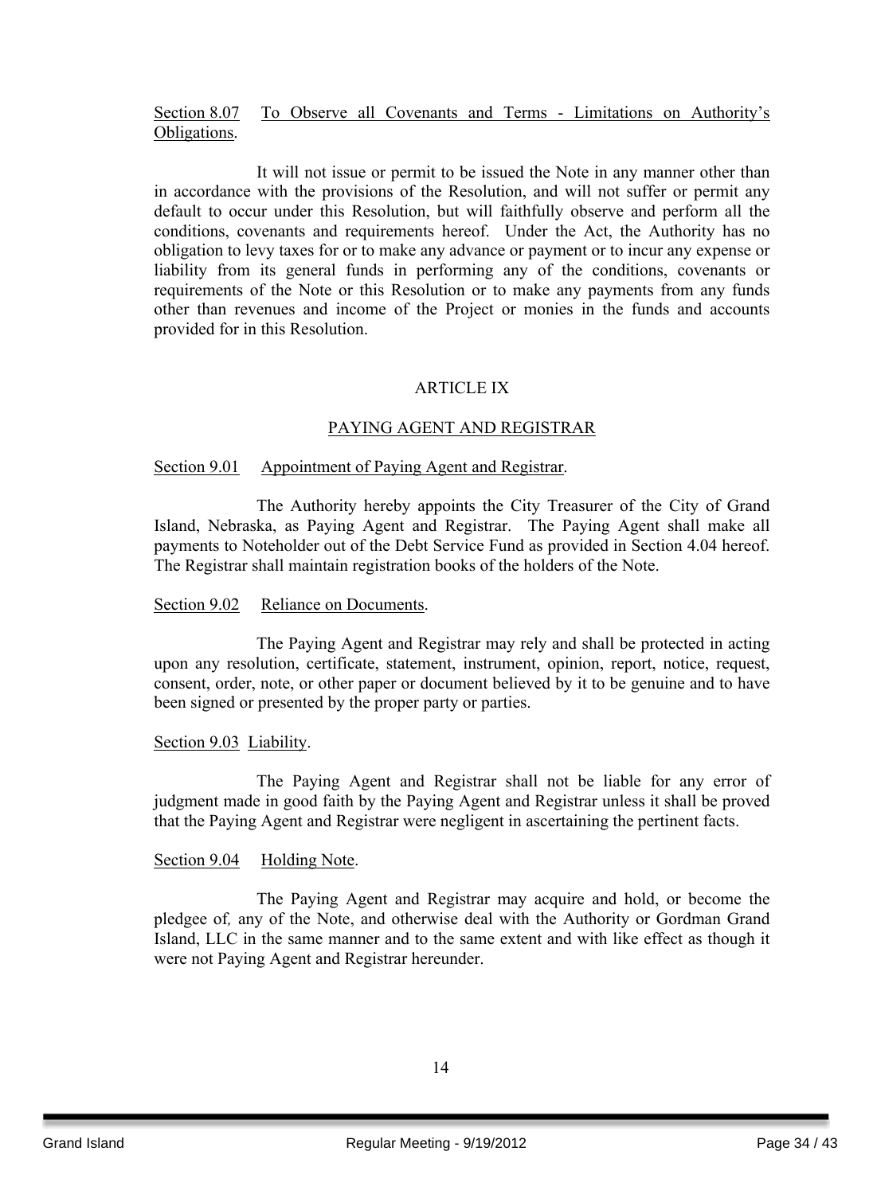<u>Section 8.07</u> <u>To Observe all Covenants and Terms - Limitations on Authority's Obligations</u>.

It will not issue or permit to be issued the Note in any manner other than in accordance with the provisions of the Resolution, and will not suffer or permit any default to occur under this Resolution, but will faithfully observe and perform all the conditions, covenants and requirements hereof. Under the Act, the Authority has no obligation to levy taxes for or to make any advance or payment or to incur any expense or liability from its general funds in performing any of the conditions, covenants or requirements of the Note or this Resolution or to make any payments from any funds other than revenues and income of the Project or monies in the funds and accounts provided for in this Resolution.

## ARTICLE IX

## PAYING AGENT AND REGISTRAR

<u>Section 9.01</u> <u>Appointment of Paying Agent and Registrar</u>.

The Authority hereby appoints the City Treasurer of the City of Grand Island, Nebraska, as Paying Agent and Registrar. The Paying Agent shall make all payments to Noteholder out of the Debt Service Fund as provided in Section 4.04 hereof. The Registrar shall maintain registration books of the holders of the Note.

<u>Section 9.02</u> <u>Reliance on Documents</u>.

The Paying Agent and Registrar may rely and shall be protected in acting upon any resolution, certificate, statement, instrument, opinion, report, notice, request, consent, order, note, or other paper or document believed by it to be genuine and to have been signed or presented by the proper party or parties.

<u>Section 9.03</u> <u>Liability</u>.

The Paying Agent and Registrar shall not be liable for any error of judgment made in good faith by the Paying Agent and Registrar unless it shall be proved that the Paying Agent and Registrar were negligent in ascertaining the pertinent facts.

<u>Section 9.04</u> <u>Holding Note</u>.

The Paying Agent and Registrar may acquire and hold, or become the pledgee of, any of the Note, and otherwise deal with the Authority or Gordman Grand Island, LLC in the same manner and to the same extent and with like effect as though it were not Paying Agent and Registrar hereunder.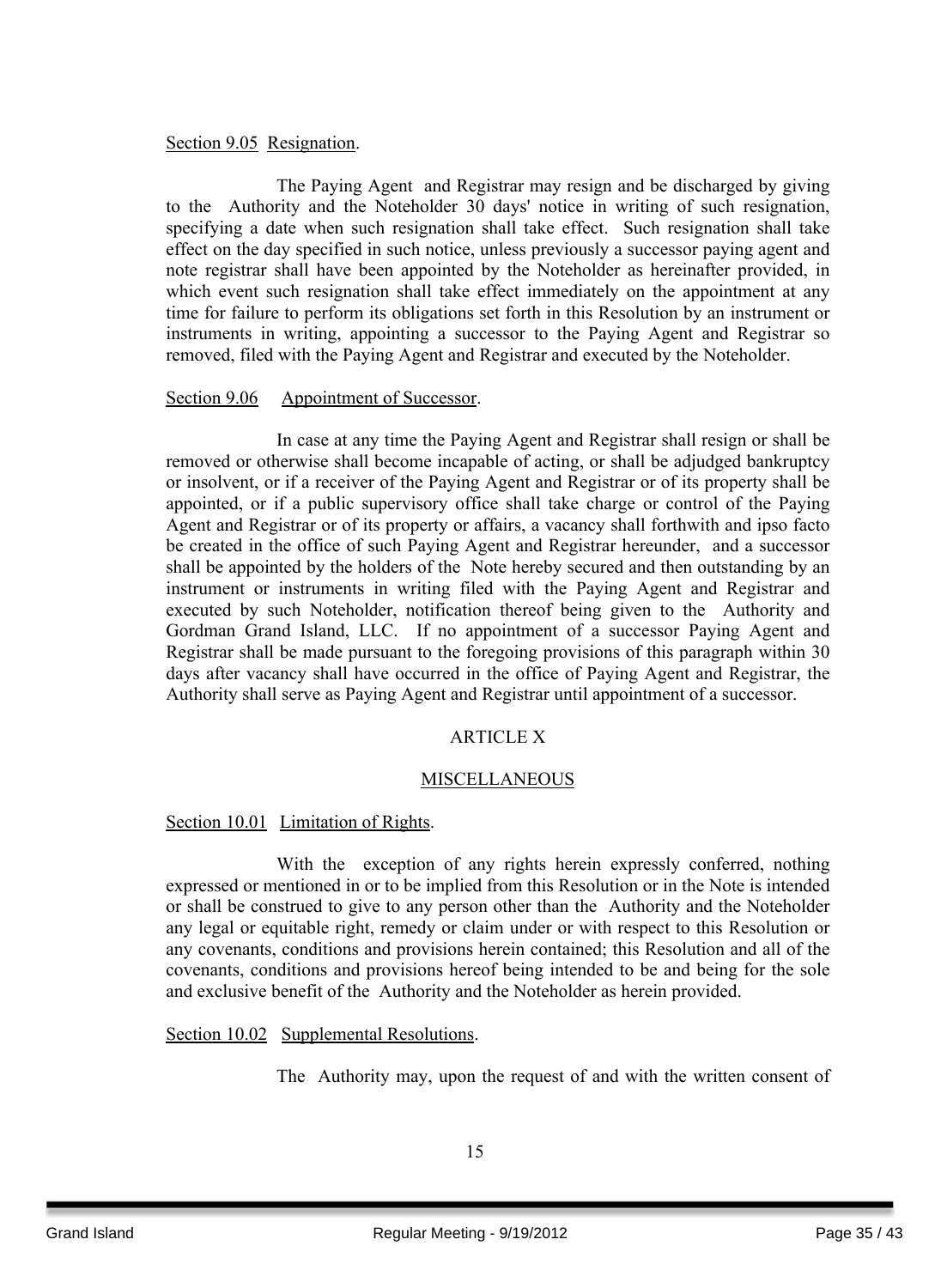Section 9.05 Resignation.

The Paying Agent and Registrar may resign and be discharged by giving to the Authority and the Noteholder 30 days' notice in writing of such resignation, specifying a date when such resignation shall take effect. Such resignation shall take effect on the day specified in such notice, unless previously a successor paying agent and note registrar shall have been appointed by the Noteholder as hereinafter provided, in which event such resignation shall take effect immediately on the appointment at any time for failure to perform its obligations set forth in this Resolution by an instrument or instruments in writing, appointing a successor to the Paying Agent and Registrar so removed, filed with the Paying Agent and Registrar and executed by the Noteholder.

Section 9.06 Appointment of Successor.

In case at any time the Paying Agent and Registrar shall resign or shall be removed or otherwise shall become incapable of acting, or shall be adjudged bankruptcy or insolvent, or if a receiver of the Paying Agent and Registrar or of its property shall be appointed, or if a public supervisory office shall take charge or control of the Paying Agent and Registrar or of its property or affairs, a vacancy shall forthwith and ipso facto be created in the office of such Paying Agent and Registrar hereunder, and a successor shall be appointed by the holders of the Note hereby secured and then outstanding by an instrument or instruments in writing filed with the Paying Agent and Registrar and executed by such Noteholder, notification thereof being given to the Authority and Gordman Grand Island, LLC. If no appointment of a successor Paying Agent and Registrar shall be made pursuant to the foregoing provisions of this paragraph within 30 days after vacancy shall have occurred in the office of Paying Agent and Registrar, the Authority shall serve as Paying Agent and Registrar until appointment of a successor.

ARTICLE X

MISCELLANEOUS

Section 10.01 Limitation of Rights.

With the exception of any rights herein expressly conferred, nothing expressed or mentioned in or to be implied from this Resolution or in the Note is intended or shall be construed to give to any person other than the Authority and the Noteholder any legal or equitable right, remedy or claim under or with respect to this Resolution or any covenants, conditions and provisions herein contained; this Resolution and all of the covenants, conditions and provisions hereof being intended to be and being for the sole and exclusive benefit of the Authority and the Noteholder as herein provided.

Section 10.02 Supplemental Resolutions.

The Authority may, upon the request of and with the written consent of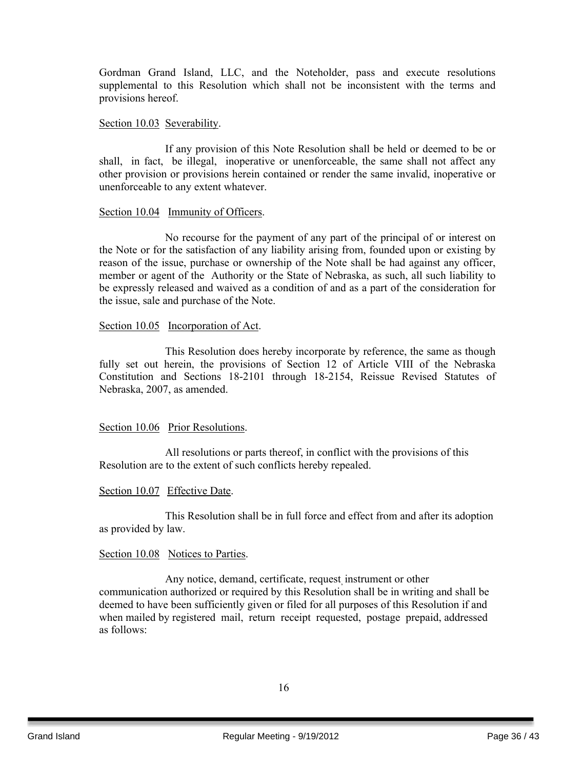Gordman Grand Island, LLC, and the Noteholder, pass and execute resolutions supplemental to this Resolution which shall not be inconsistent with the terms and provisions hereof.

Section 10.03 Severability.

If any provision of this Note Resolution shall be held or deemed to be or shall, in fact, be illegal, inoperative or unenforceable, the same shall not affect any other provision or provisions herein contained or render the same invalid, inoperative or unenforceable to any extent whatever.

Section 10.04 Immunity of Officers.

No recourse for the payment of any part of the principal of or interest on the Note or for the satisfaction of any liability arising from, founded upon or existing by reason of the issue, purchase or ownership of the Note shall be had against any officer, member or agent of the Authority or the State of Nebraska, as such, all such liability to be expressly released and waived as a condition of and as a part of the consideration for the issue, sale and purchase of the Note.

Section 10.05 Incorporation of Act.

This Resolution does hereby incorporate by reference, the same as though fully set out herein, the provisions of Section 12 of Article VIII of the Nebraska Constitution and Sections 18-2101 through 18-2154, Reissue Revised Statutes of Nebraska, 2007, as amended.

Section 10.06 Prior Resolutions.

All resolutions or parts thereof, in conflict with the provisions of this Resolution are to the extent of such conflicts hereby repealed.

Section 10.07 Effective Date.

This Resolution shall be in full force and effect from and after its adoption as provided by law.

Section 10.08 Notices to Parties.

Any notice, demand, certificate, request, instrument or other communication authorized or required by this Resolution shall be in writing and shall be deemed to have been sufficiently given or filed for all purposes of this Resolution if and when mailed by registered mail, return receipt requested, postage prepaid, addressed as follows: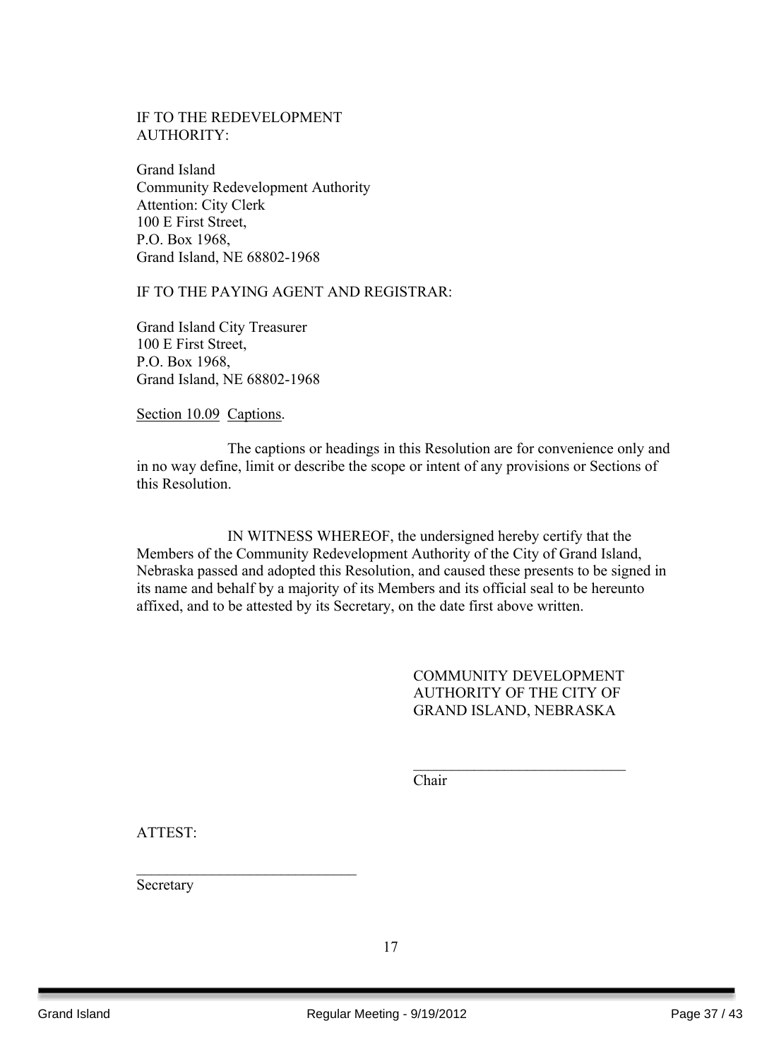IF TO THE REDEVELOPMENT
AUTHORITY:

Grand Island
Community Redevelopment Authority
Attention: City Clerk
100 E First Street,
P.O. Box 1968,
Grand Island, NE 68802-1968

IF TO THE PAYING AGENT AND REGISTRAR:

Grand Island City Treasurer
100 E First Street,
P.O. Box 1968,
Grand Island, NE 68802-1968

Section 10.09 Captions.

The captions or headings in this Resolution are for convenience only and in no way define, limit or describe the scope or intent of any provisions or Sections of this Resolution.

IN WITNESS WHEREOF, the undersigned hereby certify that the Members of the Community Redevelopment Authority of the City of Grand Island, Nebraska passed and adopted this Resolution, and caused these presents to be signed in its name and behalf by a majority of its Members and its official seal to be hereunto affixed, and to be attested by its Secretary, on the date first above written.

COMMUNITY DEVELOPMENT
AUTHORITY OF THE CITY OF
GRAND ISLAND, NEBRASKA

____________________________
Chair

ATTEST:

_____________________________
Secretary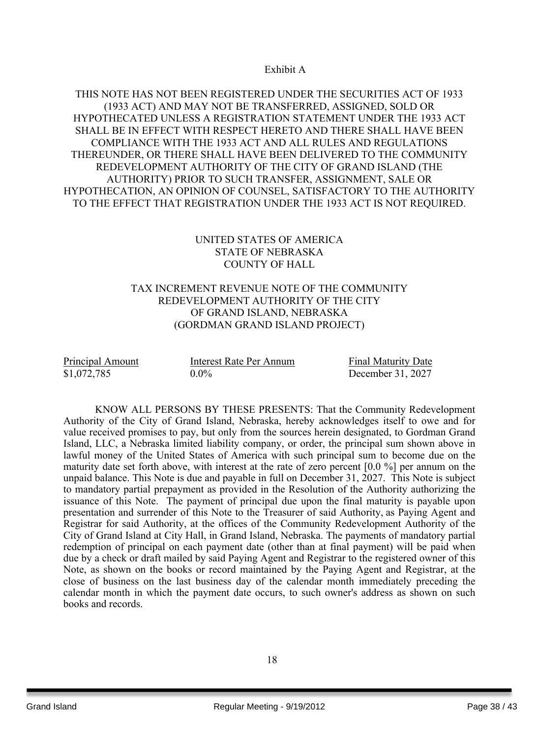Exhibit A

THIS NOTE HAS NOT BEEN REGISTERED UNDER THE SECURITIES ACT OF 1933 (1933 ACT) AND MAY NOT BE TRANSFERRED, ASSIGNED, SOLD OR HYPOTHECATED UNLESS A REGISTRATION STATEMENT UNDER THE 1933 ACT SHALL BE IN EFFECT WITH RESPECT HERETO AND THERE SHALL HAVE BEEN COMPLIANCE WITH THE 1933 ACT AND ALL RULES AND REGULATIONS THEREUNDER, OR THERE SHALL HAVE BEEN DELIVERED TO THE COMMUNITY REDEVELOPMENT AUTHORITY OF THE CITY OF GRAND ISLAND (THE AUTHORITY) PRIOR TO SUCH TRANSFER, ASSIGNMENT, SALE OR HYPOTHECATION, AN OPINION OF COUNSEL, SATISFACTORY TO THE AUTHORITY TO THE EFFECT THAT REGISTRATION UNDER THE 1933 ACT IS NOT REQUIRED.

UNITED STATES OF AMERICA
STATE OF NEBRASKA
COUNTY OF HALL

TAX INCREMENT REVENUE NOTE OF THE COMMUNITY REDEVELOPMENT AUTHORITY OF THE CITY OF GRAND ISLAND, NEBRASKA
(GORDMAN GRAND ISLAND PROJECT)

| Principal Amount | Interest Rate Per Annum | Final Maturity Date |
|---|---|---|
| $1,072,785 | 0.0% | December 31, 2027 |

KNOW ALL PERSONS BY THESE PRESENTS: That the Community Redevelopment Authority of the City of Grand Island, Nebraska, hereby acknowledges itself to owe and for value received promises to pay, but only from the sources herein designated, to Gordman Grand Island, LLC, a Nebraska limited liability company, or order, the principal sum shown above in lawful money of the United States of America with such principal sum to become due on the maturity date set forth above, with interest at the rate of zero percent [0.0 %] per annum on the unpaid balance. This Note is due and payable in full on December 31, 2027. This Note is subject to mandatory partial prepayment as provided in the Resolution of the Authority authorizing the issuance of this Note. The payment of principal due upon the final maturity is payable upon presentation and surrender of this Note to the Treasurer of said Authority, as Paying Agent and Registrar for said Authority, at the offices of the Community Redevelopment Authority of the City of Grand Island at City Hall, in Grand Island, Nebraska. The payments of mandatory partial redemption of principal on each payment date (other than at final payment) will be paid when due by a check or draft mailed by said Paying Agent and Registrar to the registered owner of this Note, as shown on the books or record maintained by the Paying Agent and Registrar, at the close of business on the last business day of the calendar month immediately preceding the calendar month in which the payment date occurs, to such owner's address as shown on such books and records.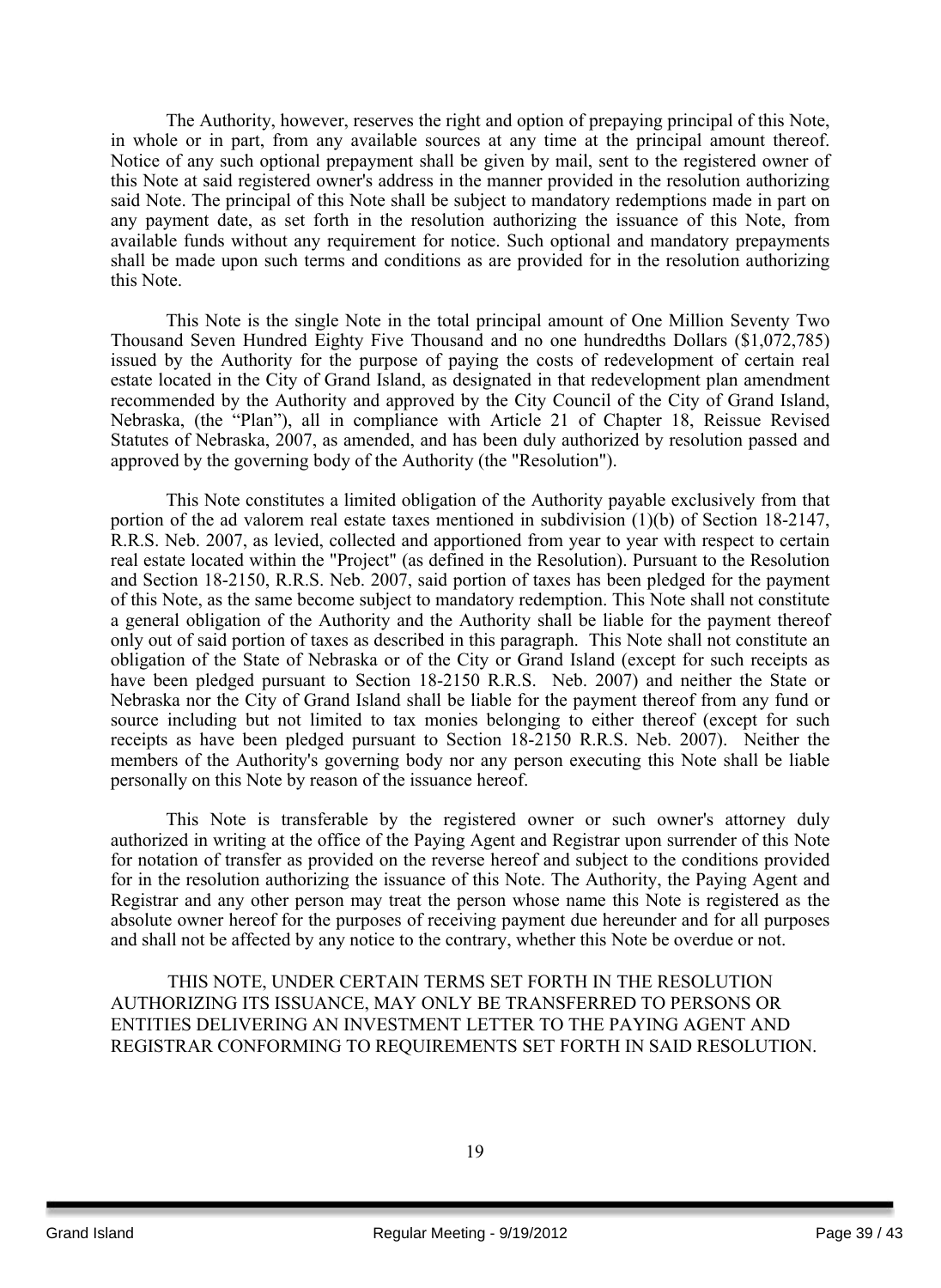The Authority, however, reserves the right and option of prepaying principal of this Note, in whole or in part, from any available sources at any time at the principal amount thereof. Notice of any such optional prepayment shall be given by mail, sent to the registered owner of this Note at said registered owner's address in the manner provided in the resolution authorizing said Note. The principal of this Note shall be subject to mandatory redemptions made in part on any payment date, as set forth in the resolution authorizing the issuance of this Note, from available funds without any requirement for notice. Such optional and mandatory prepayments shall be made upon such terms and conditions as are provided for in the resolution authorizing this Note.

This Note is the single Note in the total principal amount of One Million Seventy Two Thousand Seven Hundred Eighty Five Thousand and no one hundredths Dollars ($1,072,785) issued by the Authority for the purpose of paying the costs of redevelopment of certain real estate located in the City of Grand Island, as designated in that redevelopment plan amendment recommended by the Authority and approved by the City Council of the City of Grand Island, Nebraska, (the "Plan"), all in compliance with Article 21 of Chapter 18, Reissue Revised Statutes of Nebraska, 2007, as amended, and has been duly authorized by resolution passed and approved by the governing body of the Authority (the "Resolution").

This Note constitutes a limited obligation of the Authority payable exclusively from that portion of the ad valorem real estate taxes mentioned in subdivision (1)(b) of Section 18-2147, R.R.S. Neb. 2007, as levied, collected and apportioned from year to year with respect to certain real estate located within the "Project" (as defined in the Resolution). Pursuant to the Resolution and Section 18-2150, R.R.S. Neb. 2007, said portion of taxes has been pledged for the payment of this Note, as the same become subject to mandatory redemption. This Note shall not constitute a general obligation of the Authority and the Authority shall be liable for the payment thereof only out of said portion of taxes as described in this paragraph. This Note shall not constitute an obligation of the State of Nebraska or of the City or Grand Island (except for such receipts as have been pledged pursuant to Section 18-2150 R.R.S. Neb. 2007) and neither the State or Nebraska nor the City of Grand Island shall be liable for the payment thereof from any fund or source including but not limited to tax monies belonging to either thereof (except for such receipts as have been pledged pursuant to Section 18-2150 R.R.S. Neb. 2007). Neither the members of the Authority's governing body nor any person executing this Note shall be liable personally on this Note by reason of the issuance hereof.

This Note is transferable by the registered owner or such owner's attorney duly authorized in writing at the office of the Paying Agent and Registrar upon surrender of this Note for notation of transfer as provided on the reverse hereof and subject to the conditions provided for in the resolution authorizing the issuance of this Note. The Authority, the Paying Agent and Registrar and any other person may treat the person whose name this Note is registered as the absolute owner hereof for the purposes of receiving payment due hereunder and for all purposes and shall not be affected by any notice to the contrary, whether this Note be overdue or not.

THIS NOTE, UNDER CERTAIN TERMS SET FORTH IN THE RESOLUTION AUTHORIZING ITS ISSUANCE, MAY ONLY BE TRANSFERRED TO PERSONS OR ENTITIES DELIVERING AN INVESTMENT LETTER TO THE PAYING AGENT AND REGISTRAR CONFORMING TO REQUIREMENTS SET FORTH IN SAID RESOLUTION.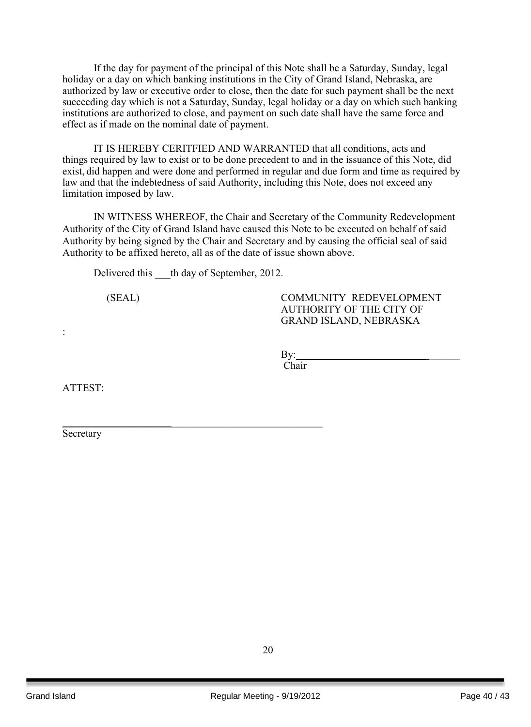If the day for payment of the principal of this Note shall be a Saturday, Sunday, legal holiday or a day on which banking institutions in the City of Grand Island, Nebraska, are authorized by law or executive order to close, then the date for such payment shall be the next succeeding day which is not a Saturday, Sunday, legal holiday or a day on which such banking institutions are authorized to close, and payment on such date shall have the same force and effect as if made on the nominal date of payment.

IT IS HEREBY CERITFIED AND WARRANTED that all conditions, acts and things required by law to exist or to be done precedent to and in the issuance of this Note, did exist, did happen and were done and performed in regular and due form and time as required by law and that the indebtedness of said Authority, including this Note, does not exceed any limitation imposed by law.

IN WITNESS WHEREOF, the Chair and Secretary of the Community Redevelopment Authority of the City of Grand Island have caused this Note to be executed on behalf of said Authority by being signed by the Chair and Secretary and by causing the official seal of said Authority to be affixed hereto, all as of the date of issue shown above.

Delivered this ___th day of September, 2012.

(SEAL)

COMMUNITY REDEVELOPMENT AUTHORITY OF THE CITY OF GRAND ISLAND, NEBRASKA

:

By:________________________________
Chair

ATTEST:

________________________________________________
Secretary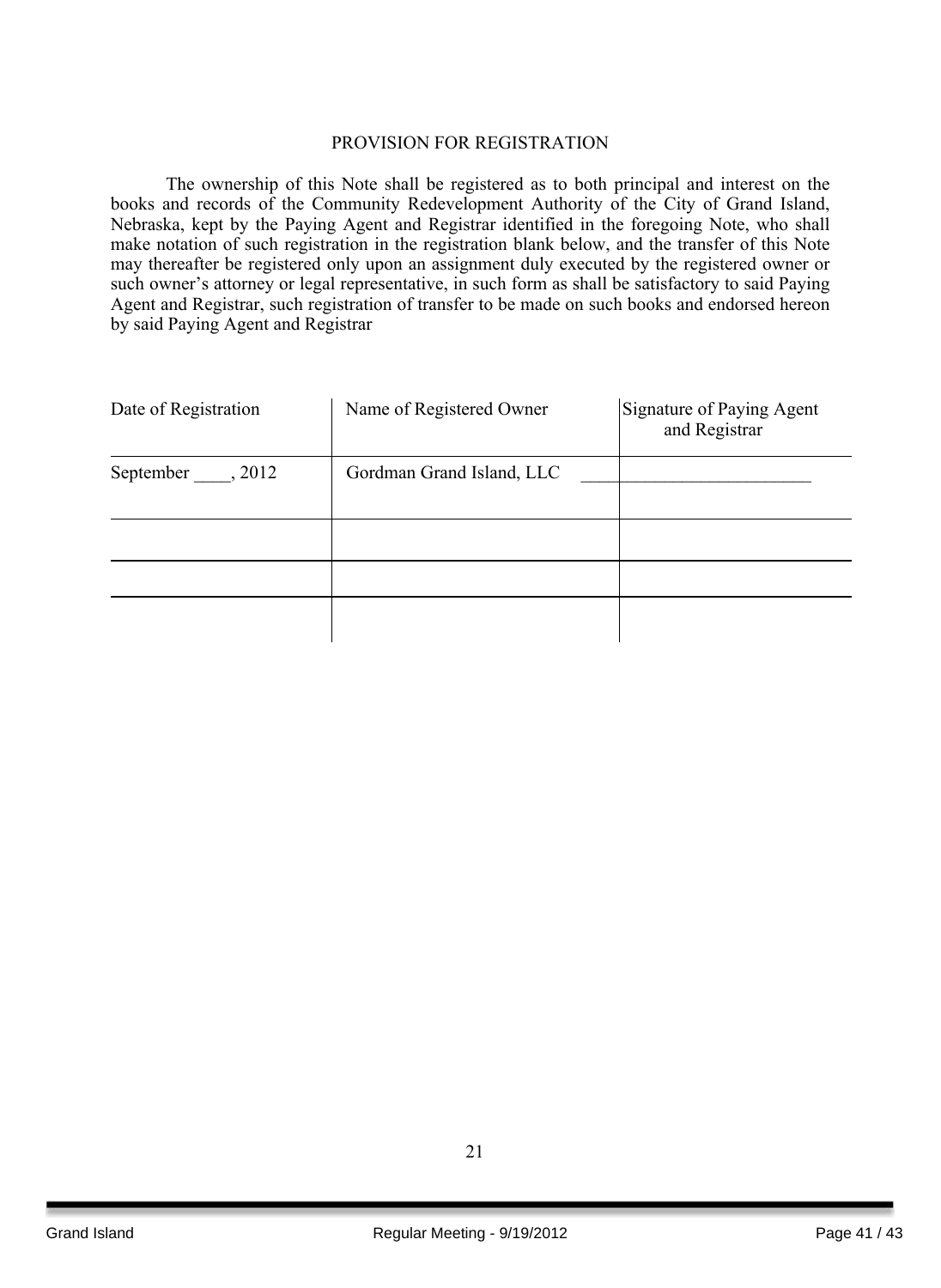## PROVISION FOR REGISTRATION

The ownership of this Note shall be registered as to both principal and interest on the books and records of the Community Redevelopment Authority of the City of Grand Island, Nebraska, kept by the Paying Agent and Registrar identified in the foregoing Note, who shall make notation of such registration in the registration blank below, and the transfer of this Note may thereafter be registered only upon an assignment duly executed by the registered owner or such owner's attorney or legal representative, in such form as shall be satisfactory to said Paying Agent and Registrar, such registration of transfer to be made on such books and endorsed hereon by said Paying Agent and Registrar

| Date of Registration | Name of Registered Owner | Signature of Paying Agent and Registrar |
|---|---|---|
| September ____, 2012 | Gordman Grand Island, LLC | _________________________ |
| | | |
| | | |
| | | |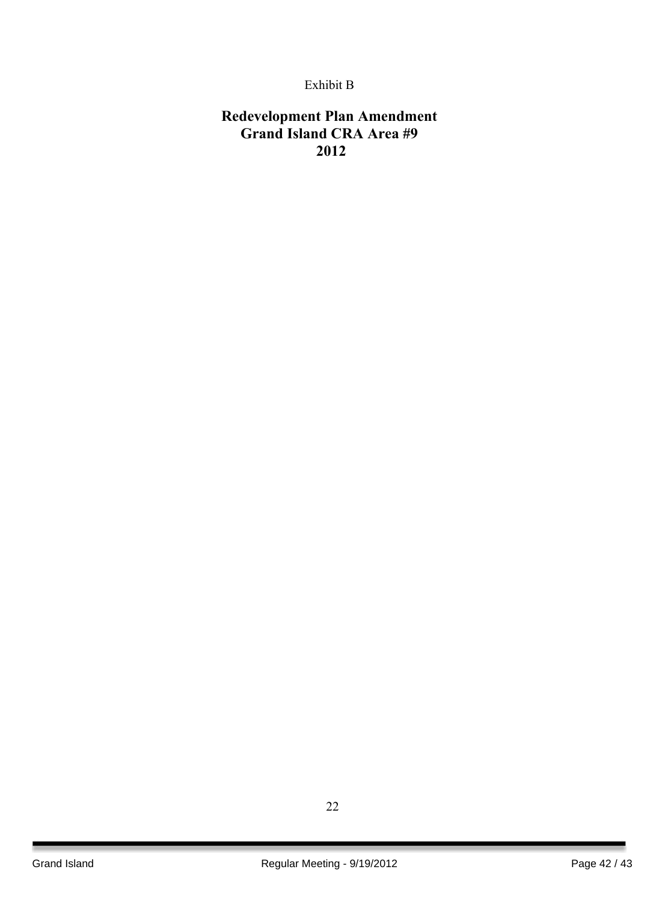Exhibit B

# Redevelopment Plan Amendment
# Grand Island CRA Area #9
# 2012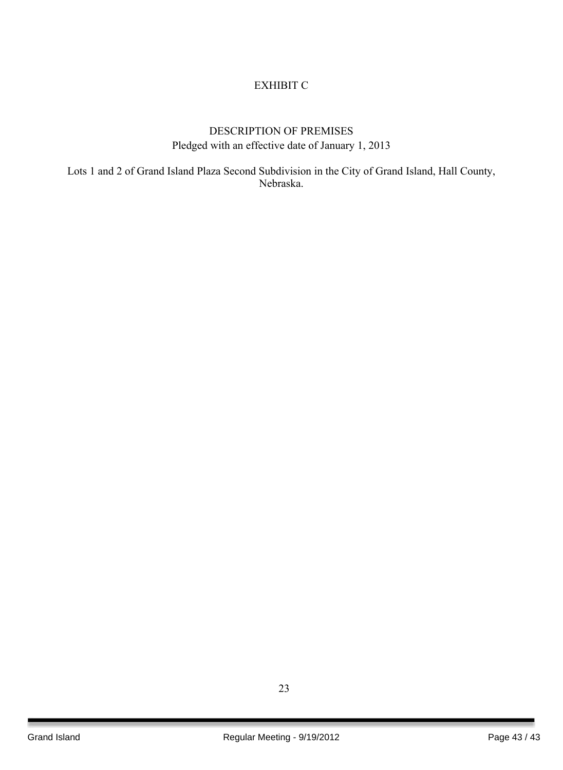# EXHIBIT C

## DESCRIPTION OF PREMISES

Pledged with an effective date of January 1, 2013

Lots 1 and 2 of Grand Island Plaza Second Subdivision in the City of Grand Island, Hall County, Nebraska.